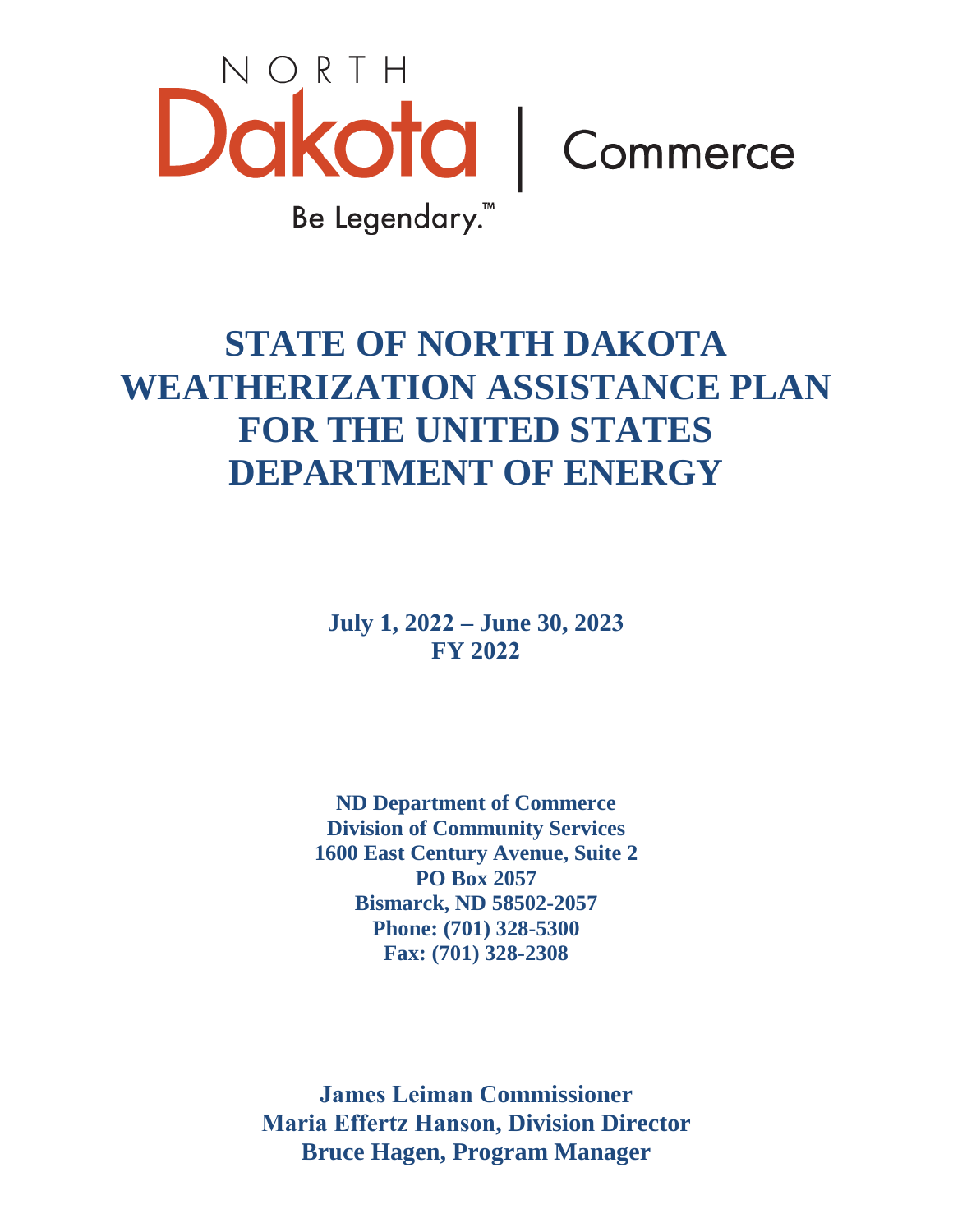NORTH Dakota | Commerce

Be Legendary.™

# STATE OF NORTH DAKOTA WEATHERIZATION ASSISTANCE PLAN FOR THE UNITED STATES DEPARTMENT OF ENERGY

**July 1, 2022 – June 30, 2023**
**FY 2022**

**ND Department of Commerce**
**Division of Community Services**
**1600 East Century Avenue, Suite 2**
**PO Box 2057**
**Bismarck, ND 58502-2057**
**Phone: (701) 328-5300**
**Fax: (701) 328-2308**

**James Leiman Commissioner**
**Maria Effertz Hanson, Division Director**
**Bruce Hagen, Program Manager**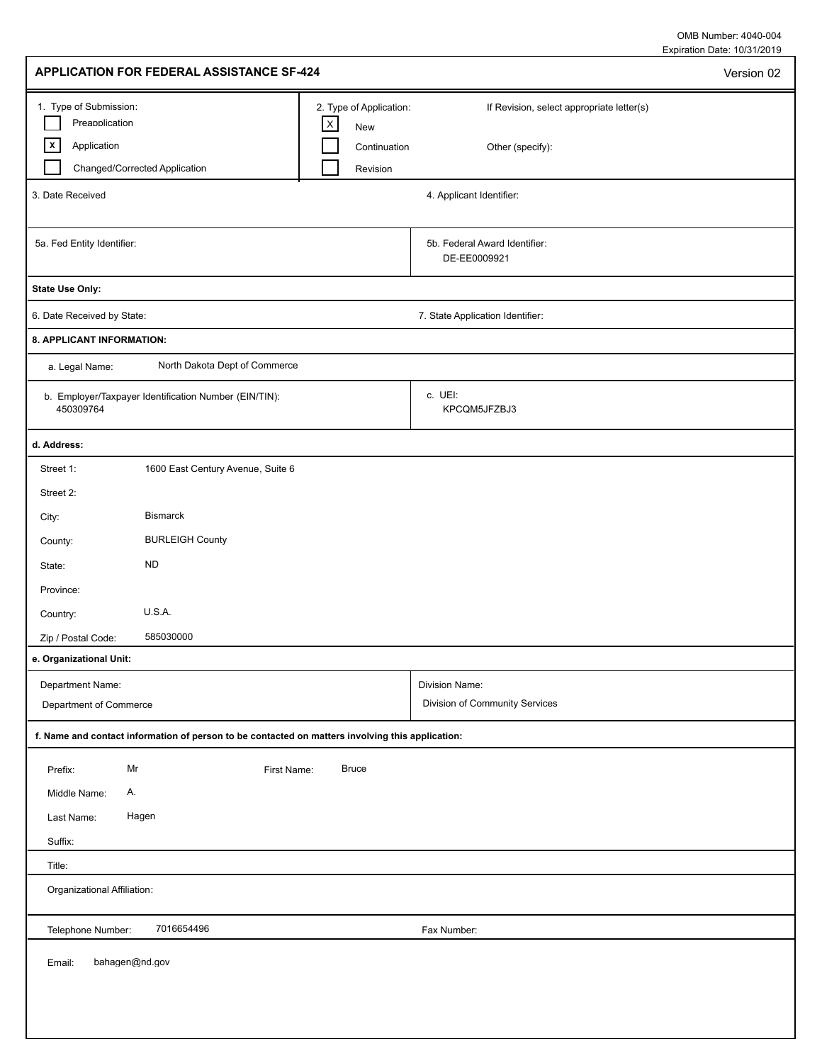OMB Number: 4040-004
Expiration Date: 10/31/2019

## APPLICATION FOR FEDERAL ASSISTANCE SF-424

Version 02

**1. Type of Submission:**

- [ ] Preapplication
- [x] Application
- [ ] Changed/Corrected Application

**2. Type of Application:**

- [x] New
- [ ] Continuation
- [ ] Revision

If Revision, select appropriate letter(s):

Other (specify):

3. Date Received:

4. Applicant Identifier:

5a. Fed Entity Identifier:

5b. Federal Award Identifier: DE-EE0009921

**State Use Only:**

6. Date Received by State:

7. State Application Identifier:

**8. APPLICANT INFORMATION:**

a. Legal Name: North Dakota Dept of Commerce

b. Employer/Taxpayer Identification Number (EIN/TIN): 450309764

c. UEI: KPCQM5JFZBJ3

**d. Address:**

Street 1: 1600 East Century Avenue, Suite 6

Street 2:

City: Bismarck

County: BURLEIGH County

State: ND

Province:

Country: U.S.A.

Zip / Postal Code: 585030000

**e. Organizational Unit:**

Department Name: Department of Commerce

Division Name: Division of Community Services

**f. Name and contact information of person to be contacted on matters involving this application:**

Prefix: Mr

First Name: Bruce

Middle Name: A.

Last Name: Hagen

Suffix:

Title:

Organizational Affiliation:

Telephone Number: 7016654496

Fax Number:

Email: bahagen@nd.gov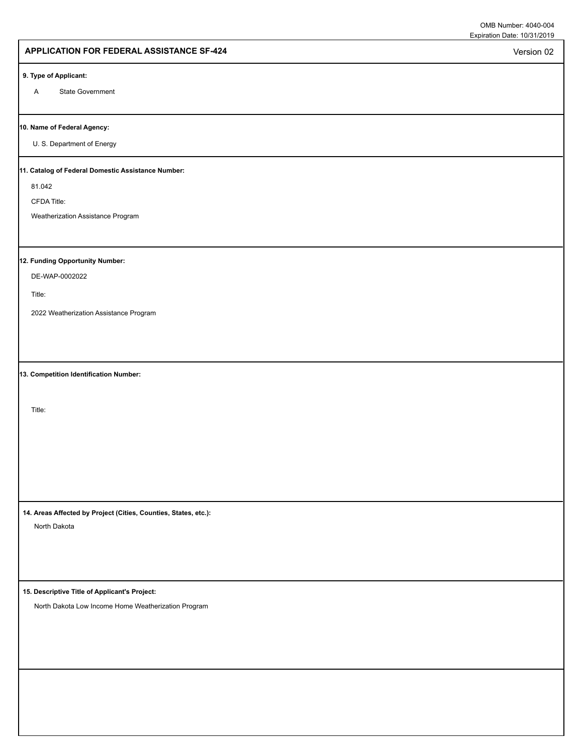OMB Number: 4040-004
Expiration Date: 10/31/2019

## APPLICATION FOR FEDERAL ASSISTANCE SF-424

Version 02

**9. Type of Applicant:**

A State Government

**10. Name of Federal Agency:**

U. S. Department of Energy

**11. Catalog of Federal Domestic Assistance Number:**

81.042

CFDA Title:

Weatherization Assistance Program

**12. Funding Opportunity Number:**

DE-WAP-0002022

Title:

2022 Weatherization Assistance Program

**13. Competition Identification Number:**

Title:

**14. Areas Affected by Project (Cities, Counties, States, etc.):**

North Dakota

**15. Descriptive Title of Applicant's Project:**

North Dakota Low Income Home Weatherization Program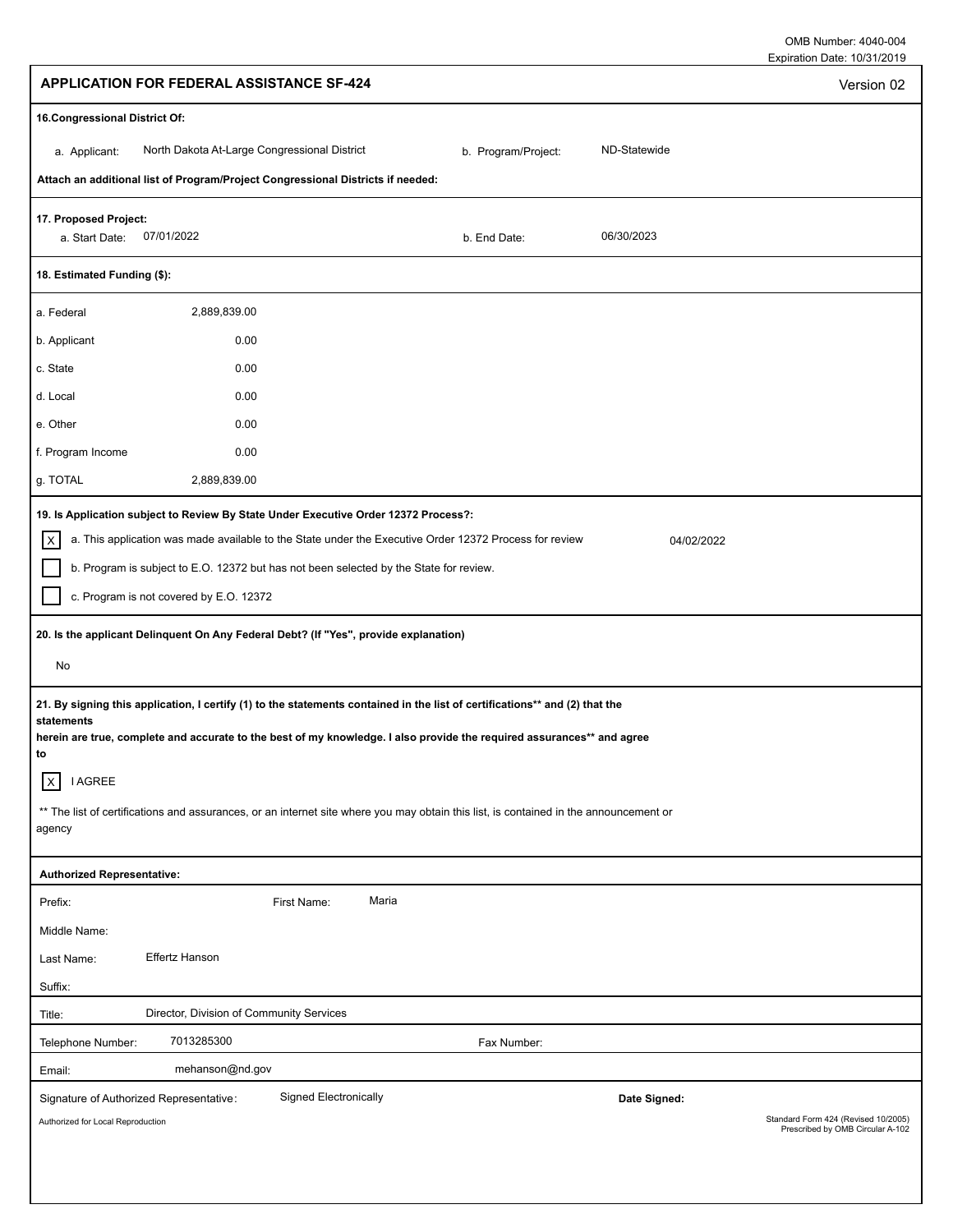OMB Number: 4040-004
Expiration Date: 10/31/2019

## APPLICATION FOR FEDERAL ASSISTANCE SF-424

Version 02

**16.Congressional District Of:**

a. Applicant: North Dakota At-Large Congressional District

b. Program/Project: ND-Statewide

**Attach an additional list of Program/Project Congressional Districts if needed:**

**17. Proposed Project:**

a. Start Date: 07/01/2022

b. End Date: 06/30/2023

**18. Estimated Funding ($):**

| | |
|---|---|
| a. Federal | 2,889,839.00 |
| b. Applicant | 0.00 |
| c. State | 0.00 |
| d. Local | 0.00 |
| e. Other | 0.00 |
| f. Program Income | 0.00 |
| g. TOTAL | 2,889,839.00 |

**19. Is Application subject to Review By State Under Executive Order 12372 Process?:**

[X] a. This application was made available to the State under the Executive Order 12372 Process for review 04/02/2022

[ ] b. Program is subject to E.O. 12372 but has not been selected by the State for review.

[ ] c. Program is not covered by E.O. 12372

**20. Is the applicant Delinquent On Any Federal Debt? (If "Yes", provide explanation)**

No

**21. By signing this application, I certify (1) to the statements contained in the list of certifications\*\* and (2) that the statements herein are true, complete and accurate to the best of my knowledge. I also provide the required assurances\*\* and agree to**

[X] I AGREE

\*\* The list of certifications and assurances, or an internet site where you may obtain this list, is contained in the announcement or agency

**Authorized Representative:**

Prefix:

First Name: Maria

Middle Name:

Last Name: Effertz Hanson

Suffix:

Title: Director, Division of Community Services

Telephone Number: 7013285300

Fax Number:

Email: mehanson@nd.gov

Signature of Authorized Representative: Signed Electronically

**Date Signed:**

Authorized for Local Reproduction

Standard Form 424 (Revised 10/2005)
Prescribed by OMB Circular A-102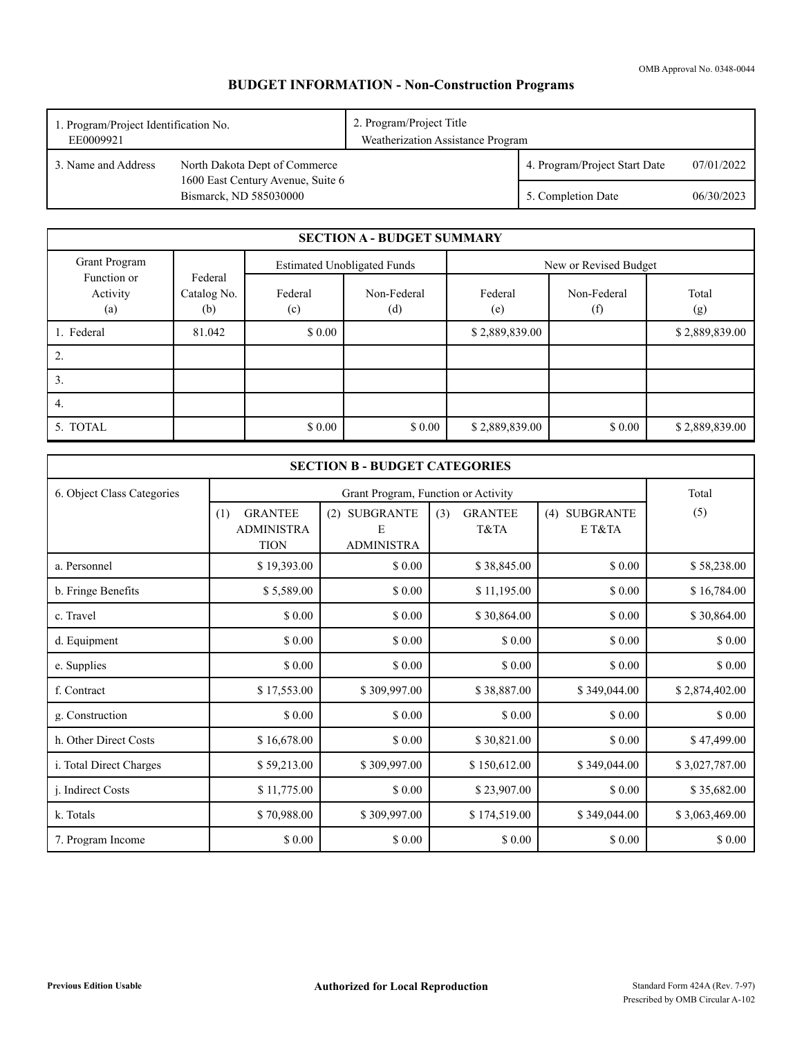OMB Approval No. 0348-0044

# BUDGET INFORMATION - Non-Construction Programs

| 1. Program/Project Identification No. EE0009921 | | 2. Program/Project Title Weatherization Assistance Program | |
|---|---|---|---|
| 3. Name and Address | North Dakota Dept of Commerce 1600 East Century Avenue, Suite 6 Bismarck, ND 585030000 | 4. Program/Project Start Date | 07/01/2022 |
| | | 5. Completion Date | 06/30/2023 |

## SECTION A - BUDGET SUMMARY

| Grant Program Function or Activity (a) | Federal Catalog No. (b) | Estimated Unobligated Funds | | New or Revised Budget | | |
|---|---|---|---|---|---|---|
| | | Federal (c) | Non-Federal (d) | Federal (e) | Non-Federal (f) | Total (g) |
| 1. Federal | 81.042 | $ 0.00 | | $ 2,889,839.00 | | $ 2,889,839.00 |
| 2. | | | | | | |
| 3. | | | | | | |
| 4. | | | | | | |
| 5. TOTAL | | $ 0.00 | $ 0.00 | $ 2,889,839.00 | $ 0.00 | $ 2,889,839.00 |

## SECTION B - BUDGET CATEGORIES

| 6. Object Class Categories | Grant Program, Function or Activity | | | | Total |
|---|---|---|---|---|---|
| | (1) GRANTEE ADMINISTRATION | (2) SUBGRANTEE ADMINISTRA | (3) GRANTEE T&TA | (4) SUBGRANTEE T&TA | (5) |
| a. Personnel | $ 19,393.00 | $ 0.00 | $ 38,845.00 | $ 0.00 | $ 58,238.00 |
| b. Fringe Benefits | $ 5,589.00 | $ 0.00 | $ 11,195.00 | $ 0.00 | $ 16,784.00 |
| c. Travel | $ 0.00 | $ 0.00 | $ 30,864.00 | $ 0.00 | $ 30,864.00 |
| d. Equipment | $ 0.00 | $ 0.00 | $ 0.00 | $ 0.00 | $ 0.00 |
| e. Supplies | $ 0.00 | $ 0.00 | $ 0.00 | $ 0.00 | $ 0.00 |
| f. Contract | $ 17,553.00 | $ 309,997.00 | $ 38,887.00 | $ 349,044.00 | $ 2,874,402.00 |
| g. Construction | $ 0.00 | $ 0.00 | $ 0.00 | $ 0.00 | $ 0.00 |
| h. Other Direct Costs | $ 16,678.00 | $ 0.00 | $ 30,821.00 | $ 0.00 | $ 47,499.00 |
| i. Total Direct Charges | $ 59,213.00 | $ 309,997.00 | $ 150,612.00 | $ 349,044.00 | $ 3,027,787.00 |
| j. Indirect Costs | $ 11,775.00 | $ 0.00 | $ 23,907.00 | $ 0.00 | $ 35,682.00 |
| k. Totals | $ 70,988.00 | $ 309,997.00 | $ 174,519.00 | $ 349,044.00 | $ 3,063,469.00 |
| 7. Program Income | $ 0.00 | $ 0.00 | $ 0.00 | $ 0.00 | $ 0.00 |

**Previous Edition Usable** **Authorized for Local Reproduction** Standard Form 424A (Rev. 7-97) Prescribed by OMB Circular A-102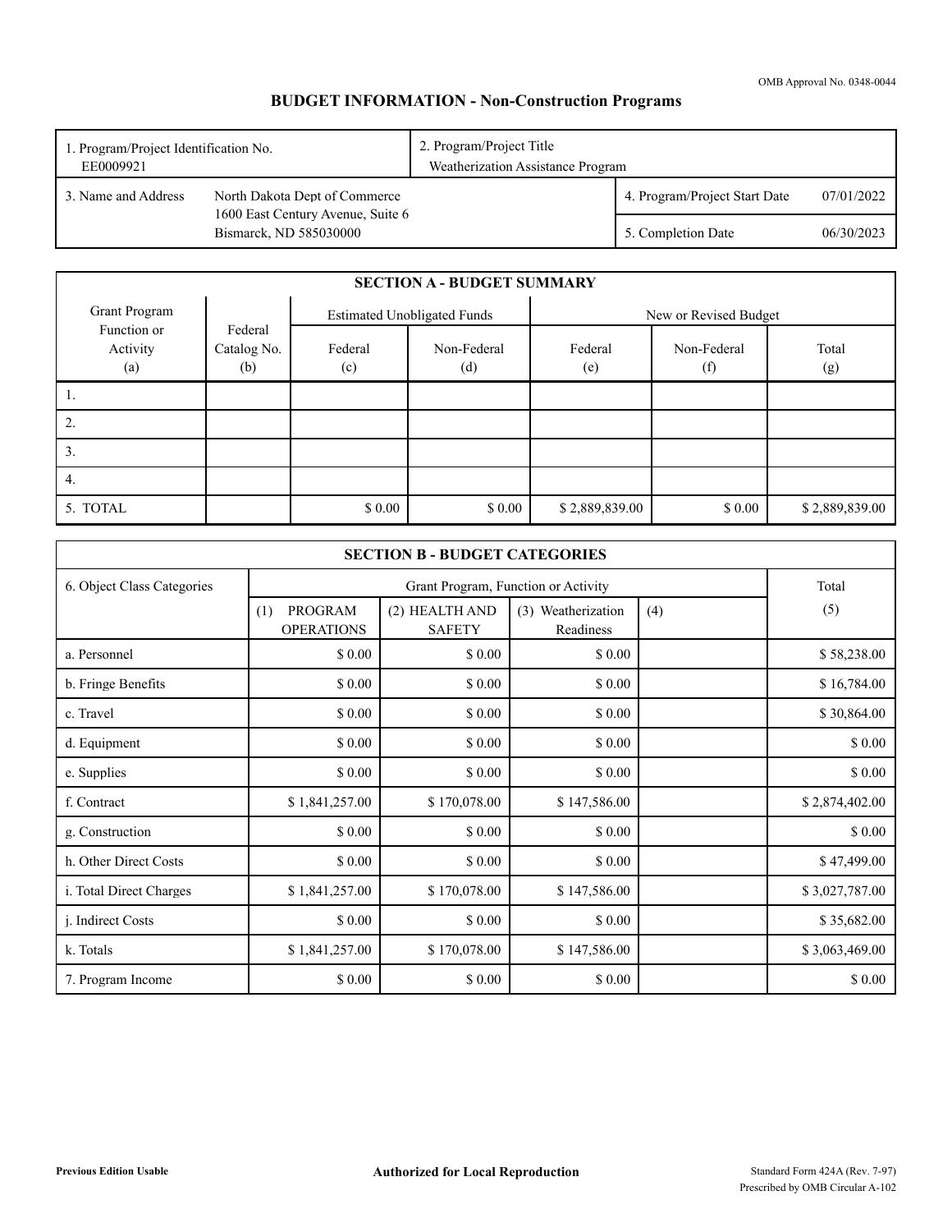OMB Approval No. 0348-0044

# BUDGET INFORMATION - Non-Construction Programs

| 1. Program/Project Identification No. EE0009921 | | 2. Program/Project Title Weatherization Assistance Program | |
|---|---|---|---|
| 3. Name and Address | North Dakota Dept of Commerce 1600 East Century Avenue, Suite 6 Bismarck, ND 585030000 | 4. Program/Project Start Date | 07/01/2022 |
| | | 5. Completion Date | 06/30/2023 |

## SECTION A - BUDGET SUMMARY

| Grant Program Function or Activity (a) | Federal Catalog No. (b) | Estimated Unobligated Funds | | New or Revised Budget | | |
|---|---|---|---|---|---|---|
| | | Federal (c) | Non-Federal (d) | Federal (e) | Non-Federal (f) | Total (g) |
| 1. | | | | | | |
| 2. | | | | | | |
| 3. | | | | | | |
| 4. | | | | | | |
| 5. TOTAL | | $ 0.00 | $ 0.00 | $ 2,889,839.00 | $ 0.00 | $ 2,889,839.00 |

## SECTION B - BUDGET CATEGORIES

| 6. Object Class Categories | Grant Program, Function or Activity | | | | Total |
|---|---|---|---|---|---|
| | (1) PROGRAM OPERATIONS | (2) HEALTH AND SAFETY | (3) Weatherization Readiness | (4) | (5) |
| a. Personnel | $ 0.00 | $ 0.00 | $ 0.00 | | $ 58,238.00 |
| b. Fringe Benefits | $ 0.00 | $ 0.00 | $ 0.00 | | $ 16,784.00 |
| c. Travel | $ 0.00 | $ 0.00 | $ 0.00 | | $ 30,864.00 |
| d. Equipment | $ 0.00 | $ 0.00 | $ 0.00 | | $ 0.00 |
| e. Supplies | $ 0.00 | $ 0.00 | $ 0.00 | | $ 0.00 |
| f. Contract | $ 1,841,257.00 | $ 170,078.00 | $ 147,586.00 | | $ 2,874,402.00 |
| g. Construction | $ 0.00 | $ 0.00 | $ 0.00 | | $ 0.00 |
| h. Other Direct Costs | $ 0.00 | $ 0.00 | $ 0.00 | | $ 47,499.00 |
| i. Total Direct Charges | $ 1,841,257.00 | $ 170,078.00 | $ 147,586.00 | | $ 3,027,787.00 |
| j. Indirect Costs | $ 0.00 | $ 0.00 | $ 0.00 | | $ 35,682.00 |
| k. Totals | $ 1,841,257.00 | $ 170,078.00 | $ 147,586.00 | | $ 3,063,469.00 |
| 7. Program Income | $ 0.00 | $ 0.00 | $ 0.00 | | $ 0.00 |

**Previous Edition Usable** **Authorized for Local Reproduction** Standard Form 424A (Rev. 7-97) Prescribed by OMB Circular A-102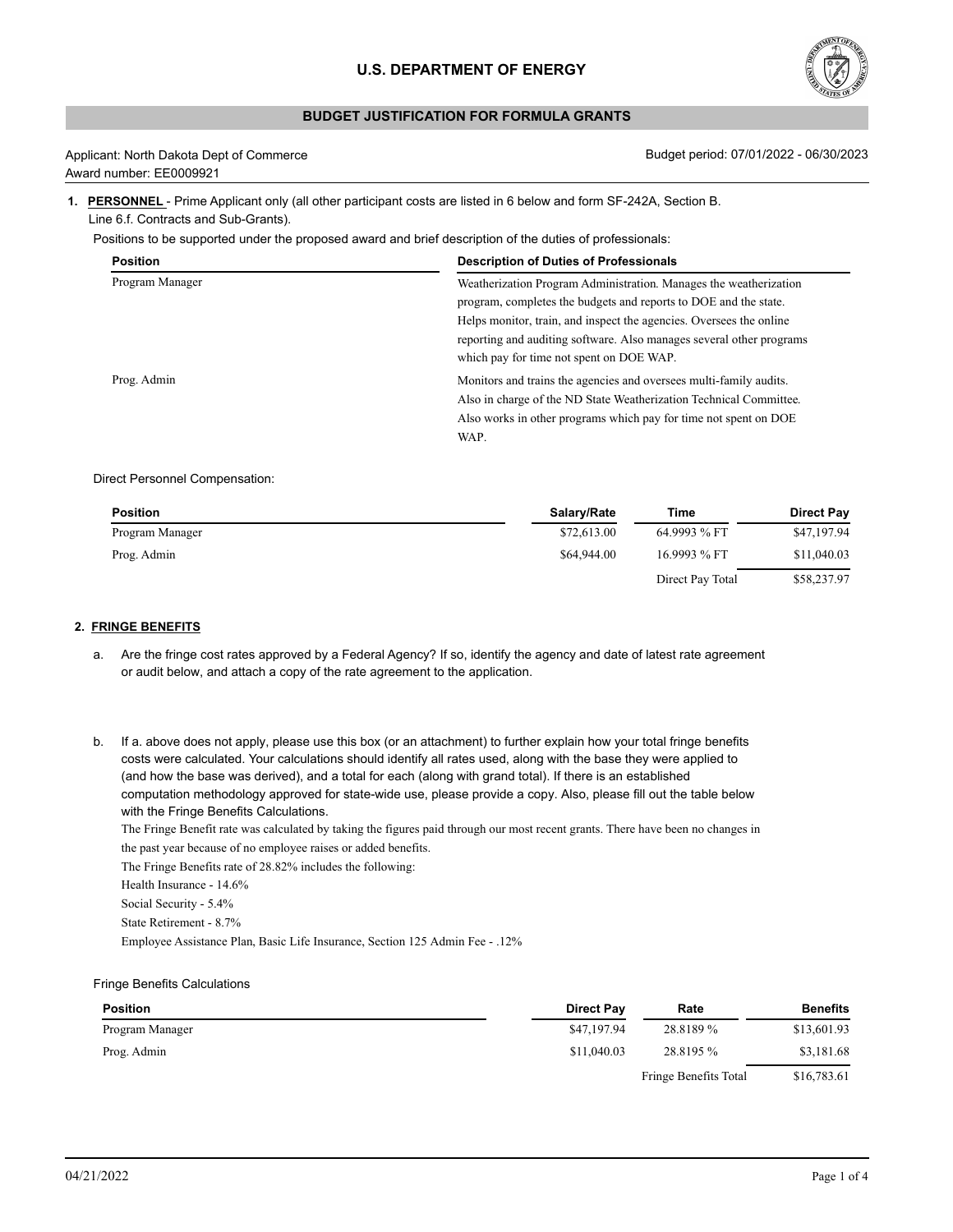# U.S. DEPARTMENT OF ENERGY

## BUDGET JUSTIFICATION FOR FORMULA GRANTS

Applicant: North Dakota Dept of Commerce
Award number: EE0009921

Budget period: 07/01/2022 - 06/30/2023

**1. PERSONNEL** - Prime Applicant only (all other participant costs are listed in 6 below and form SF-242A, Section B. Line 6.f. Contracts and Sub-Grants).

Positions to be supported under the proposed award and brief description of the duties of professionals:

| Position | Description of Duties of Professionals |
|---|---|
| Program Manager | Weatherization Program Administration. Manages the weatherization program, completes the budgets and reports to DOE and the state. Helps monitor, train, and inspect the agencies. Oversees the online reporting and auditing software. Also manages several other programs which pay for time not spent on DOE WAP. |
| Prog. Admin | Monitors and trains the agencies and oversees multi-family audits. Also in charge of the ND State Weatherization Technical Committee. Also works in other programs which pay for time not spent on DOE WAP. |

Direct Personnel Compensation:

| Position | Salary/Rate | Time | Direct Pay |
|---|---|---|---|
| Program Manager | $72,613.00 | 64.9993 % FT | $47,197.94 |
| Prog. Admin | $64,944.00 | 16.9993 % FT | $11,040.03 |
| | | Direct Pay Total | $58,237.97 |

**2. FRINGE BENEFITS**

a. Are the fringe cost rates approved by a Federal Agency? If so, identify the agency and date of latest rate agreement or audit below, and attach a copy of the rate agreement to the application.

b. If a. above does not apply, please use this box (or an attachment) to further explain how your total fringe benefits costs were calculated. Your calculations should identify all rates used, along with the base they were applied to (and how the base was derived), and a total for each (along with grand total). If there is an established computation methodology approved for state-wide use, please provide a copy. Also, please fill out the table below with the Fringe Benefits Calculations.

The Fringe Benefit rate was calculated by taking the figures paid through our most recent grants. There have been no changes in the past year because of no employee raises or added benefits.

The Fringe Benefits rate of 28.82% includes the following:

Health Insurance - 14.6%

Social Security - 5.4%

State Retirement - 8.7%

Employee Assistance Plan, Basic Life Insurance, Section 125 Admin Fee - .12%

Fringe Benefits Calculations

| Position | Direct Pay | Rate | Benefits |
|---|---|---|---|
| Program Manager | $47,197.94 | 28.8189 % | $13,601.93 |
| Prog. Admin | $11,040.03 | 28.8195 % | $3,181.68 |
| | | Fringe Benefits Total | $16,783.61 |

04/21/2022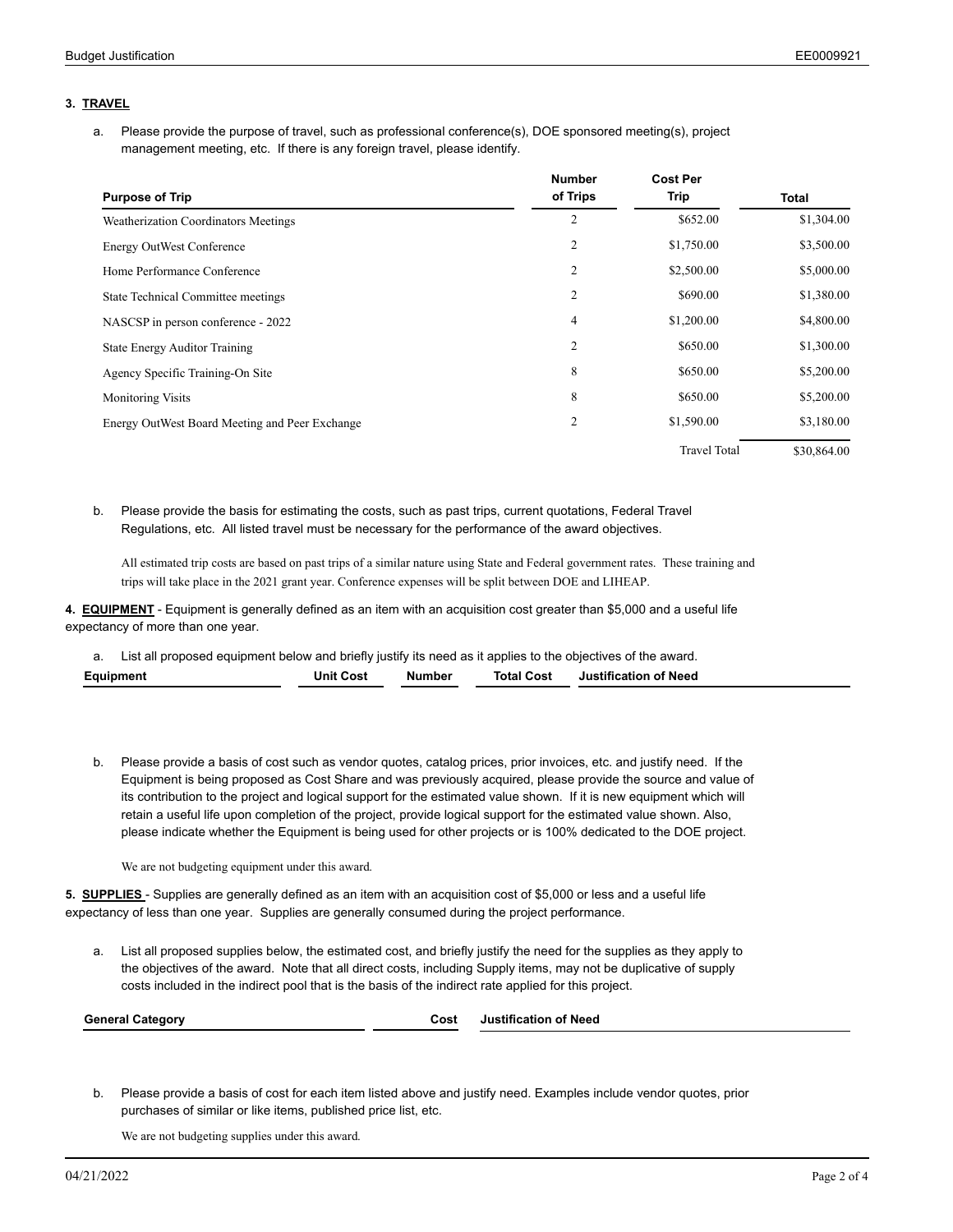### 3. TRAVEL

a. Please provide the purpose of travel, such as professional conference(s), DOE sponsored meeting(s), project management meeting, etc. If there is any foreign travel, please identify.

| Purpose of Trip | Number of Trips | Cost Per Trip | Total |
|---|---|---|---|
| Weatherization Coordinators Meetings | 2 | $652.00 | $1,304.00 |
| Energy OutWest Conference | 2 | $1,750.00 | $3,500.00 |
| Home Performance Conference | 2 | $2,500.00 | $5,000.00 |
| State Technical Committee meetings | 2 | $690.00 | $1,380.00 |
| NASCSP in person conference - 2022 | 4 | $1,200.00 | $4,800.00 |
| State Energy Auditor Training | 2 | $650.00 | $1,300.00 |
| Agency Specific Training-On Site | 8 | $650.00 | $5,200.00 |
| Monitoring Visits | 8 | $650.00 | $5,200.00 |
| Energy OutWest Board Meeting and Peer Exchange | 2 | $1,590.00 | $3,180.00 |
| | | Travel Total | $30,864.00 |

b. Please provide the basis for estimating the costs, such as past trips, current quotations, Federal Travel Regulations, etc. All listed travel must be necessary for the performance of the award objectives.

All estimated trip costs are based on past trips of a similar nature using State and Federal government rates. These training and trips will take place in the 2021 grant year. Conference expenses will be split between DOE and LIHEAP.

**4. EQUIPMENT** - Equipment is generally defined as an item with an acquisition cost greater than $5,000 and a useful life expectancy of more than one year.

a. List all proposed equipment below and briefly justify its need as it applies to the objectives of the award.

| Equipment | Unit Cost | Number | Total Cost | Justification of Need |
|---|---|---|---|---|

b. Please provide a basis of cost such as vendor quotes, catalog prices, prior invoices, etc. and justify need. If the Equipment is being proposed as Cost Share and was previously acquired, please provide the source and value of its contribution to the project and logical support for the estimated value shown. If it is new equipment which will retain a useful life upon completion of the project, provide logical support for the estimated value shown. Also, please indicate whether the Equipment is being used for other projects or is 100% dedicated to the DOE project.

We are not budgeting equipment under this award.

**5. SUPPLIES** - Supplies are generally defined as an item with an acquisition cost of $5,000 or less and a useful life expectancy of less than one year. Supplies are generally consumed during the project performance.

a. List all proposed supplies below, the estimated cost, and briefly justify the need for the supplies as they apply to the objectives of the award. Note that all direct costs, including Supply items, may not be duplicative of supply costs included in the indirect pool that is the basis of the indirect rate applied for this project.

| General Category | Cost | Justification of Need |
|---|---|---|

b. Please provide a basis of cost for each item listed above and justify need. Examples include vendor quotes, prior purchases of similar or like items, published price list, etc.

We are not budgeting supplies under this award.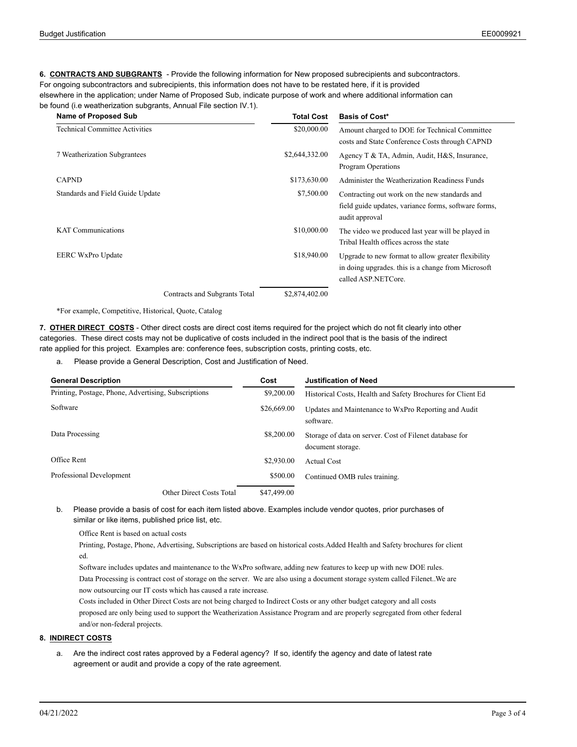**6. CONTRACTS AND SUBGRANTS** - Provide the following information for New proposed subrecipients and subcontractors. For ongoing subcontractors and subrecipients, this information does not have to be restated here, if it is provided elsewhere in the application; under Name of Proposed Sub, indicate purpose of work and where additional information can be found (i.e weatherization subgrants, Annual File section IV.1).

| Name of Proposed Sub | Total Cost | Basis of Cost* |
|---|---|---|
| Technical Committee Activities | $20,000.00 | Amount charged to DOE for Technical Committee costs and State Conference Costs through CAPND |
| 7 Weatherization Subgrantees | $2,644,332.00 | Agency T & TA, Admin, Audit, H&S, Insurance, Program Operations |
| CAPND | $173,630.00 | Administer the Weatherization Readiness Funds |
| Standards and Field Guide Update | $7,500.00 | Contracting out work on the new standards and field guide updates, variance forms, software forms, audit approval |
| KAT Communications | $10,000.00 | The video we produced last year will be played in Tribal Health offices across the state |
| EERC WxPro Update | $18,940.00 | Upgrade to new format to allow greater flexibility in doing upgrades. this is a change from Microsoft called ASP.NETCore. |
| Contracts and Subgrants Total | $2,874,402.00 | |

*For example, Competitive, Historical, Quote, Catalog

**7. OTHER DIRECT COSTS** - Other direct costs are direct cost items required for the project which do not fit clearly into other categories. These direct costs may not be duplicative of costs included in the indirect pool that is the basis of the indirect rate applied for this project. Examples are: conference fees, subscription costs, printing costs, etc.

a. Please provide a General Description, Cost and Justification of Need.

| General Description | Cost | Justification of Need |
|---|---|---|
| Printing, Postage, Phone, Advertising, Subscriptions | $9,200.00 | Historical Costs, Health and Safety Brochures for Client Ed |
| Software | $26,669.00 | Updates and Maintenance to WxPro Reporting and Audit software. |
| Data Processing | $8,200.00 | Storage of data on server. Cost of Filenet database for document storage. |
| Office Rent | $2,930.00 | Actual Cost |
| Professional Development | $500.00 | Continued OMB rules training. |
| Other Direct Costs Total | $47,499.00 | |

b. Please provide a basis of cost for each item listed above. Examples include vendor quotes, prior purchases of similar or like items, published price list, etc.

Office Rent is based on actual costs

Printing, Postage, Phone, Advertising, Subscriptions are based on historical costs.Added Health and Safety brochures for client ed.

Software includes updates and maintenance to the WxPro software, adding new features to keep up with new DOE rules.

Data Processing is contract cost of storage on the server. We are also using a document storage system called Filenet..We are now outsourcing our IT costs which has caused a rate increase.

Costs included in Other Direct Costs are not being charged to Indirect Costs or any other budget category and all costs proposed are only being used to support the Weatherization Assistance Program and are properly segregated from other federal and/or non-federal projects.

**8. INDIRECT COSTS**

a. Are the indirect cost rates approved by a Federal agency? If so, identify the agency and date of latest rate agreement or audit and provide a copy of the rate agreement.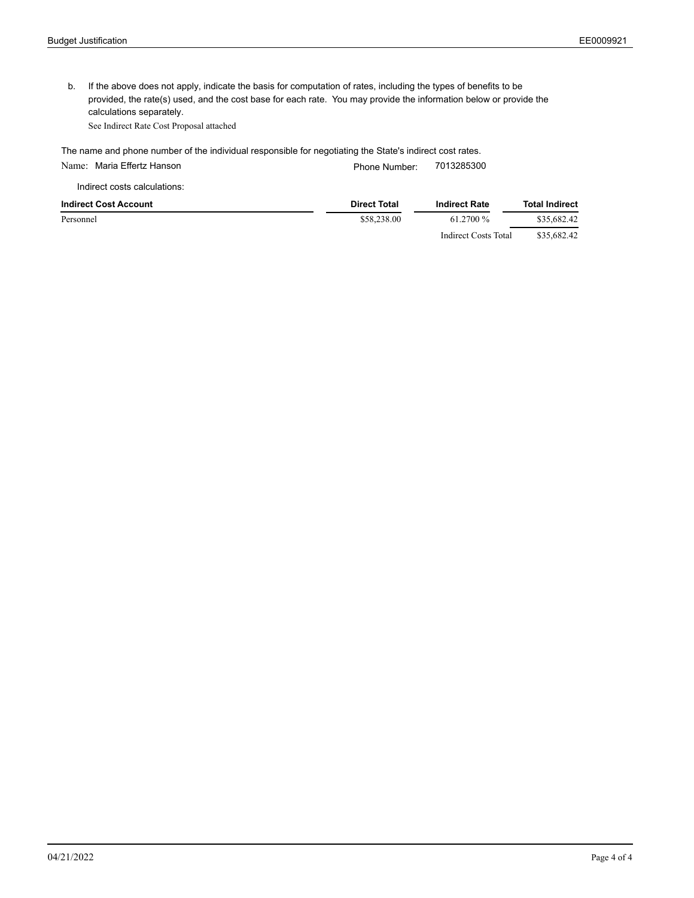b. If the above does not apply, indicate the basis for computation of rates, including the types of benefits to be provided, the rate(s) used, and the cost base for each rate. You may provide the information below or provide the calculations separately.

See Indirect Rate Cost Proposal attached

The name and phone number of the individual responsible for negotiating the State's indirect cost rates.

Name: Maria Effertz Hanson Phone Number: 7013285300

Indirect costs calculations:

| Indirect Cost Account | Direct Total | Indirect Rate | Total Indirect |
|---|---|---|---|
| Personnel | $58,238.00 | 61.2700 % | $35,682.42 |
| | | Indirect Costs Total | $35,682.42 |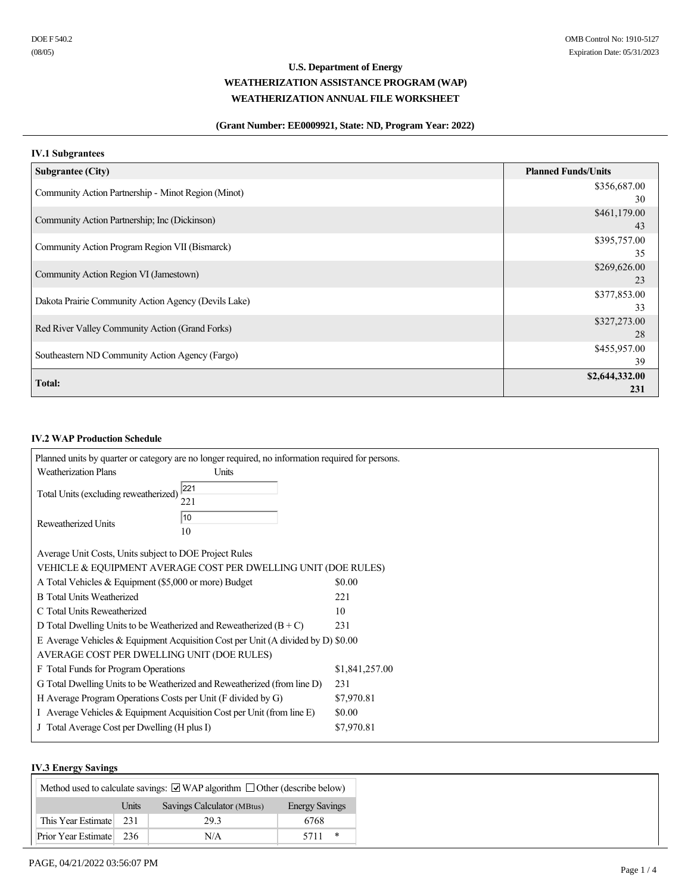DOE F 540.2
(08/05)

OMB Control No: 1910-5127
Expiration Date: 05/31/2023

# U.S. Department of Energy
## WEATHERIZATION ASSISTANCE PROGRAM (WAP)
## WEATHERIZATION ANNUAL FILE WORKSHEET

**(Grant Number: EE0009921, State: ND, Program Year: 2022)**

### IV.1 Subgrantees

| Subgrantee (City) | Planned Funds/Units |
|---|---|
| Community Action Partnership - Minot Region (Minot) | $356,687.00<br>30 |
| Community Action Partnership; Inc (Dickinson) | $461,179.00<br>43 |
| Community Action Program Region VII (Bismarck) | $395,757.00<br>35 |
| Community Action Region VI (Jamestown) | $269,626.00<br>23 |
| Dakota Prairie Community Action Agency (Devils Lake) | $377,853.00<br>33 |
| Red River Valley Community Action (Grand Forks) | $327,273.00<br>28 |
| Southeastern ND Community Action Agency (Fargo) | $455,957.00<br>39 |
| **Total:** | **$2,644,332.00<br>231** |

### IV.2 WAP Production Schedule

Planned units by quarter or category are no longer required, no information required for persons.

| Weatherization Plans | Units |
|---|---|
| Total Units (excluding reweatherized) | 221 |
| Reweatherized Units | 10 |

Average Unit Costs, Units subject to DOE Project Rules

| VEHICLE & EQUIPMENT AVERAGE COST PER DWELLING UNIT (DOE RULES) | |
|---|---|
| A Total Vehicles & Equipment ($5,000 or more) Budget | $0.00 |
| B Total Units Weatherized | 221 |
| C Total Units Reweatherized | 10 |
| D Total Dwelling Units to be Weatherized and Reweatherized (B + C) | 231 |
| E Average Vehicles & Equipment Acquisition Cost per Unit (A divided by D) | $0.00 |
| **AVERAGE COST PER DWELLING UNIT (DOE RULES)** | |
| F Total Funds for Program Operations | $1,841,257.00 |
| G Total Dwelling Units to be Weatherized and Reweatherized (from line D) | 231 |
| H Average Program Operations Costs per Unit (F divided by G) | $7,970.81 |
| I Average Vehicles & Equipment Acquisition Cost per Unit (from line E) | $0.00 |
| J Total Average Cost per Dwelling (H plus I) | $7,970.81 |

### IV.3 Energy Savings

Method used to calculate savings: ☑ WAP algorithm ☐ Other (describe below)

| | Units | Savings Calculator (MBtus) | Energy Savings |
|---|---|---|---|
| This Year Estimate | 231 | 29.3 | 6768 |
| Prior Year Estimate | 236 | N/A | 5711 * |

PAGE, 04/21/2022 03:56:07 PM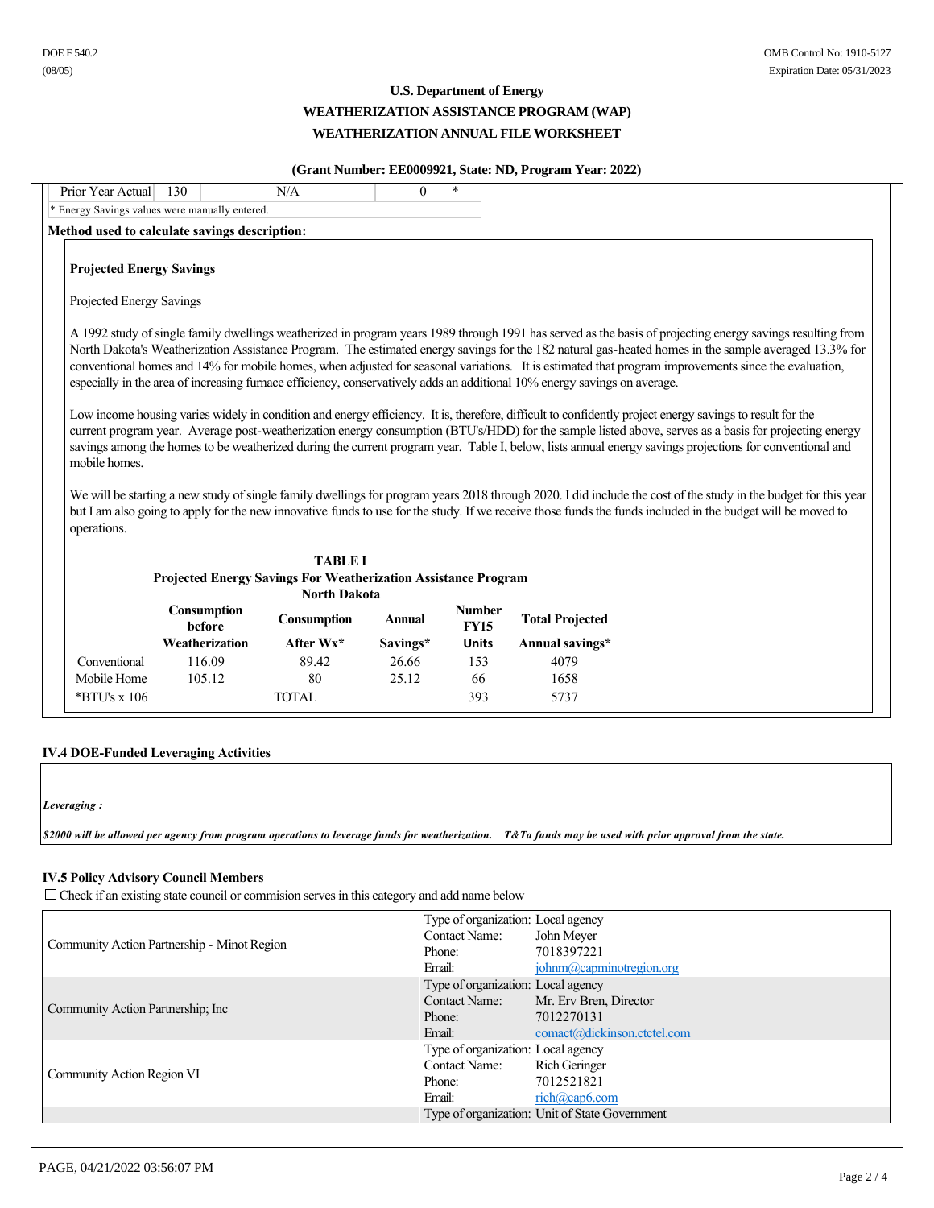DOE F 540.2
(08/05)

OMB Control No: 1910-5127
Expiration Date: 05/31/2023

**U.S. Department of Energy**

**WEATHERIZATION ASSISTANCE PROGRAM (WAP)**

**WEATHERIZATION ANNUAL FILE WORKSHEET**

**(Grant Number: EE0009921, State: ND, Program Year: 2022)**

| Prior Year Actual | 130 | N/A | 0 | * |
|---|---|---|---|---|

\* Energy Savings values were manually entered.

**Method used to calculate savings description:**

**Projected Energy Savings**

Projected Energy Savings

A 1992 study of single family dwellings weatherized in program years 1989 through 1991 has served as the basis of projecting energy savings resulting from North Dakota's Weatherization Assistance Program. The estimated energy savings for the 182 natural gas-heated homes in the sample averaged 13.3% for conventional homes and 14% for mobile homes, when adjusted for seasonal variations. It is estimated that program improvements since the evaluation, especially in the area of increasing furnace efficiency, conservatively adds an additional 10% energy savings on average.

Low income housing varies widely in condition and energy efficiency. It is, therefore, difficult to confidently project energy savings to result for the current program year. Average post-weatherization energy consumption (BTU's/HDD) for the sample listed above, serves as a basis for projecting energy savings among the homes to be weatherized during the current program year. Table I, below, lists annual energy savings projections for conventional and mobile homes.

We will be starting a new study of single family dwellings for program years 2018 through 2020. I did include the cost of the study in the budget for this year but I am also going to apply for the new innovative funds to use for the study. If we receive those funds the funds included in the budget will be moved to operations.

**TABLE I**
**Projected Energy Savings For Weatherization Assistance Program**
**North Dakota**

| | Consumption before Weatherization | Consumption After Wx* | Annual Savings* | Number FY15 Units | Total Projected Annual savings* |
|---|---|---|---|---|---|
| Conventional | 116.09 | 89.42 | 26.66 | 153 | 4079 |
| Mobile Home | 105.12 | 80 | 25.12 | 66 | 1658 |
| *BTU's x 106 | | TOTAL | | 393 | 5737 |

### IV.4 DOE-Funded Leveraging Activities

***Leveraging :***

***$2000 will be allowed per agency from program operations to leverage funds for weatherization. T&Ta funds may be used with prior approval from the state.***

### IV.5 Policy Advisory Council Members

☐ Check if an existing state council or commision serves in this category and add name below

| Organization | Details |
|---|---|
| Community Action Partnership - Minot Region | Type of organization: Local agency<br>Contact Name: John Meyer<br>Phone: 7018397221<br>Email: johnm@capminotregion.org |
| Community Action Partnership; Inc | Type of organization: Local agency<br>Contact Name: Mr. Erv Bren, Director<br>Phone: 7012270131<br>Email: comact@dickinson.ctctel.com |
| Community Action Region VI | Type of organization: Local agency<br>Contact Name: Rich Geringer<br>Phone: 7012521821<br>Email: rich@cap6.com |
| | Type of organization: Unit of State Government |

PAGE, 04/21/2022 03:56:07 PM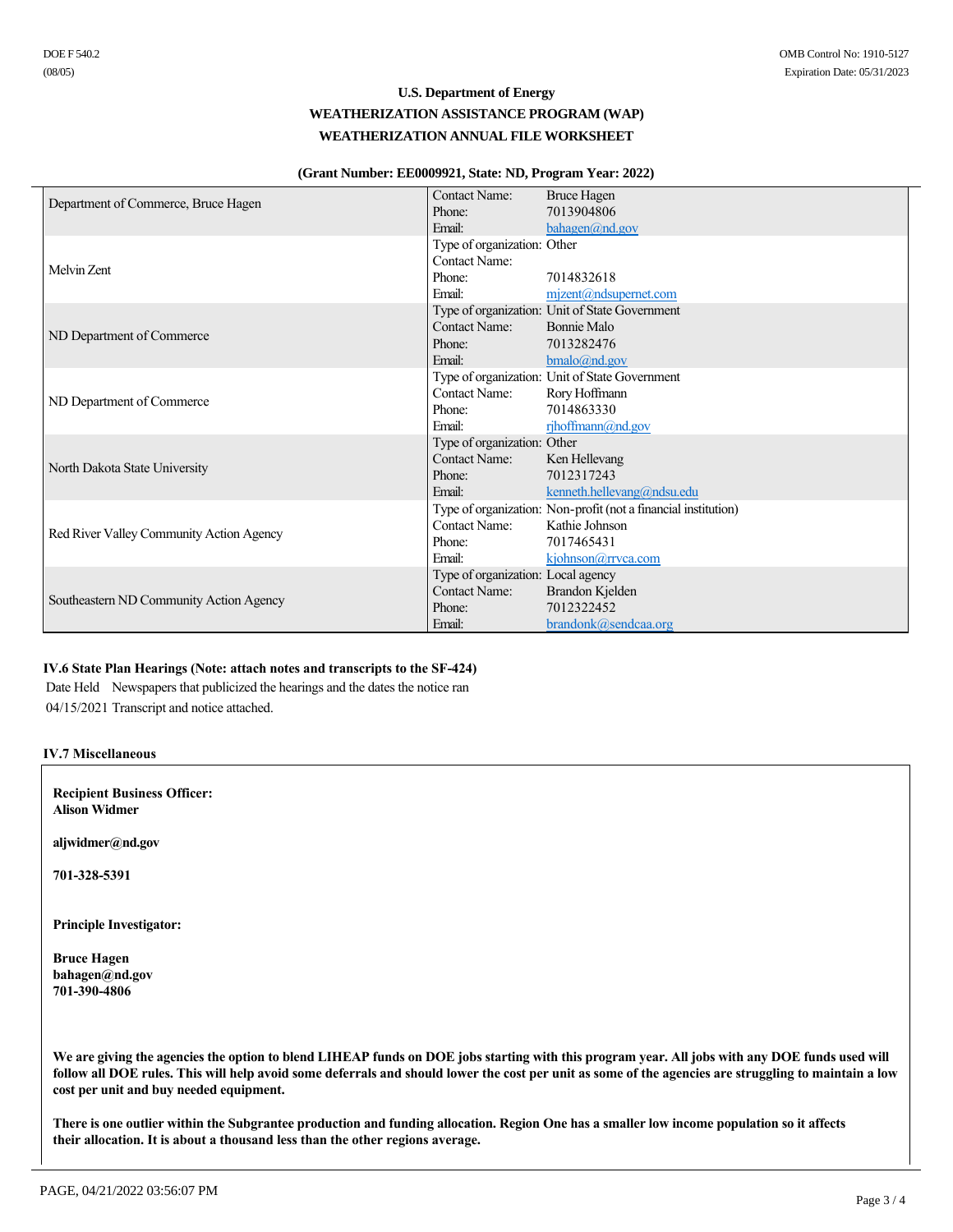DOE F 540.2
(08/05)

OMB Control No: 1910-5127
Expiration Date: 05/31/2023

**U.S. Department of Energy**

**WEATHERIZATION ASSISTANCE PROGRAM (WAP)**

**WEATHERIZATION ANNUAL FILE WORKSHEET**

**(Grant Number: EE0009921, State: ND, Program Year: 2022)**

| Organization | Details |
| --- | --- |
| Department of Commerce, Bruce Hagen | Contact Name: Bruce Hagen<br>Phone: 7013904806<br>Email: bahagen@nd.gov |
| Melvin Zent | Type of organization: Other<br>Contact Name:<br>Phone: 7014832618<br>Email: mjzent@ndsupernet.com |
| ND Department of Commerce | Type of organization: Unit of State Government<br>Contact Name: Bonnie Malo<br>Phone: 7013282476<br>Email: bmalo@nd.gov |
| ND Department of Commerce | Type of organization: Unit of State Government<br>Contact Name: Rory Hoffmann<br>Phone: 7014863330<br>Email: rjhoffmann@nd.gov |
| North Dakota State University | Type of organization: Other<br>Contact Name: Ken Hellevang<br>Phone: 7012317243<br>Email: kenneth.hellevang@ndsu.edu |
| Red River Valley Community Action Agency | Type of organization: Non-profit (not a financial institution)<br>Contact Name: Kathie Johnson<br>Phone: 7017465431<br>Email: kjohnson@rrvca.com |
| Southeastern ND Community Action Agency | Type of organization: Local agency<br>Contact Name: Brandon Kjelden<br>Phone: 7012322452<br>Email: brandonk@sendcaa.org |

**IV.6 State Plan Hearings (Note: attach notes and transcripts to the SF-424)**

| Date Held | Newspapers that publicized the hearings and the dates the notice ran |
| --- | --- |
| 04/15/2021 | Transcript and notice attached. |

**IV.7 Miscellaneous**

**Recipient Business Officer:**
**Alison Widmer**

**aljwidmer@nd.gov**

**701-328-5391**

**Principle Investigator:**

**Bruce Hagen**
**bahagen@nd.gov**
**701-390-4806**

**We are giving the agencies the option to blend LIHEAP funds on DOE jobs starting with this program year. All jobs with any DOE funds used will follow all DOE rules. This will help avoid some deferrals and should lower the cost per unit as some of the agencies are struggling to maintain a low cost per unit and buy needed equipment.**

**There is one outlier within the Subgrantee production and funding allocation. Region One has a smaller low income population so it affects their allocation. It is about a thousand less than the other regions average.**

PAGE, 04/21/2022 03:56:07 PM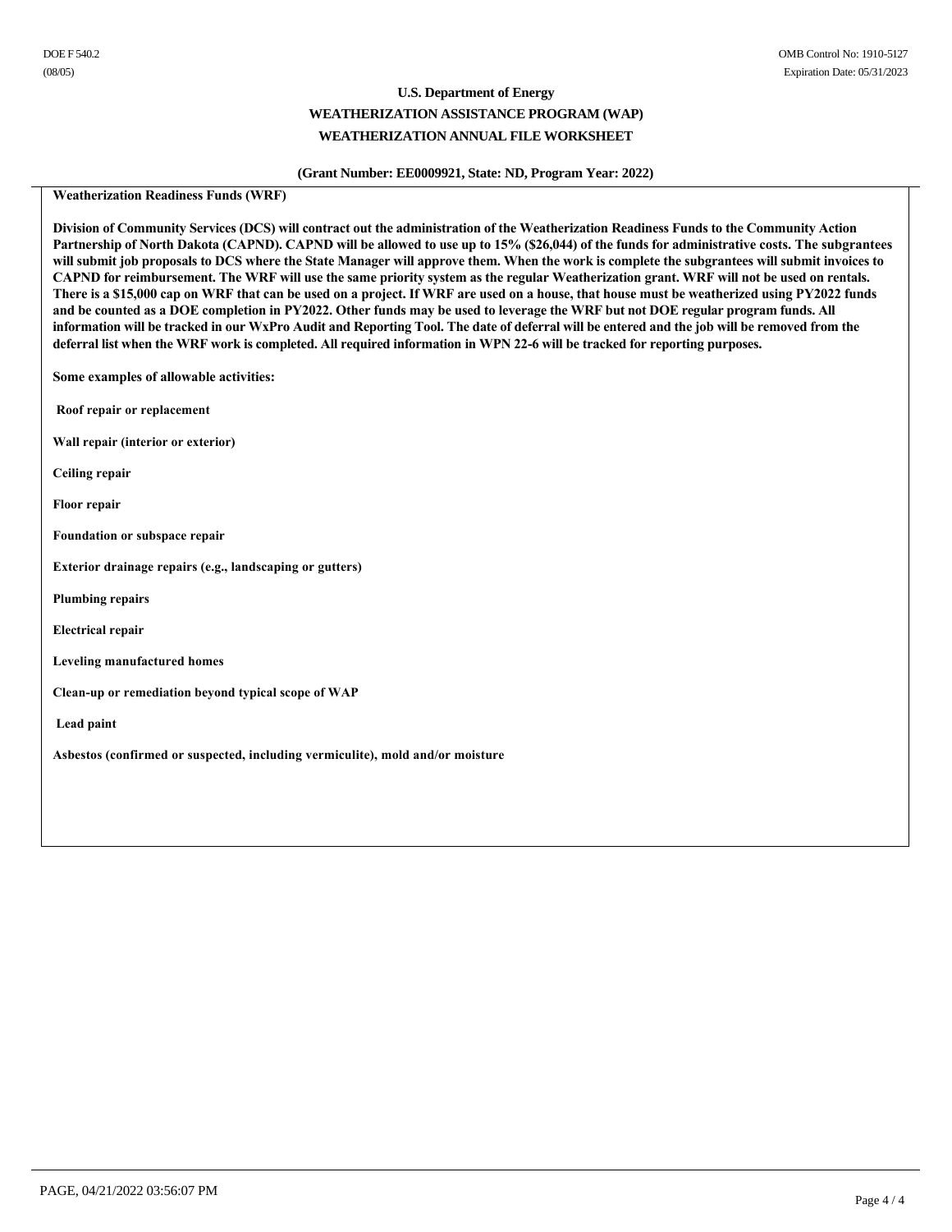# U.S. Department of Energy

## WEATHERIZATION ASSISTANCE PROGRAM (WAP)

## WEATHERIZATION ANNUAL FILE WORKSHEET

**(Grant Number: EE0009921, State: ND, Program Year: 2022)**

**Weatherization Readiness Funds (WRF)**

**Division of Community Services (DCS) will contract out the administration of the Weatherization Readiness Funds to the Community Action Partnership of North Dakota (CAPND). CAPND will be allowed to use up to 15% ($26,044) of the funds for administrative costs. The subgrantees will submit job proposals to DCS where the State Manager will approve them. When the work is complete the subgrantees will submit invoices to CAPND for reimbursement. The WRF will use the same priority system as the regular Weatherization grant. WRF will not be used on rentals. There is a $15,000 cap on WRF that can be used on a project. If WRF are used on a house, that house must be weatherized using PY2022 funds and be counted as a DOE completion in PY2022. Other funds may be used to leverage the WRF but not DOE regular program funds. All information will be tracked in our WxPro Audit and Reporting Tool. The date of deferral will be entered and the job will be removed from the deferral list when the WRF work is completed. All required information in WPN 22-6 will be tracked for reporting purposes.**

**Some examples of allowable activities:**

**Roof repair or replacement**

**Wall repair (interior or exterior)**

**Ceiling repair**

**Floor repair**

**Foundation or subspace repair**

**Exterior drainage repairs (e.g., landscaping or gutters)**

**Plumbing repairs**

**Electrical repair**

**Leveling manufactured homes**

**Clean-up or remediation beyond typical scope of WAP**

**Lead paint**

**Asbestos (confirmed or suspected, including vermiculite), mold and/or moisture**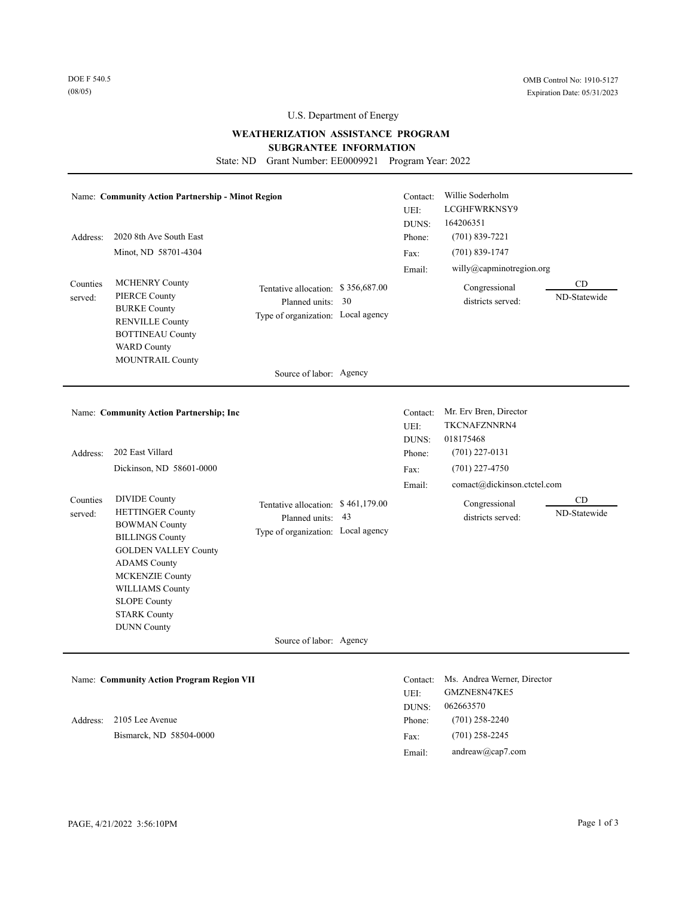DOE F 540.5
(08/05)

OMB Control No: 1910-5127
Expiration Date: 05/31/2023

U.S. Department of Energy

## WEATHERIZATION ASSISTANCE PROGRAM
## SUBGRANTEE INFORMATION

State: ND Grant Number: EE0009921 Program Year: 2022

---

Name: **Community Action Partnership - Minot Region**

Contact: Willie Soderholm
UEI: LCGHFWRKNSY9
DUNS: 164206351

Address: 2020 8th Ave South East
Minot, ND 58701-4304

Phone: (701) 839-7221
Fax: (701) 839-1747
Email: willy@capminotregion.org

Counties served:
- MCHENRY County
- PIERCE County
- BURKE County
- RENVILLE County
- BOTTINEAU County
- WARD County
- MOUNTRAIL County

Tentative allocation: $ 356,687.00
Planned units: 30
Type of organization: Local agency
Source of labor: Agency

Congressional districts served:

| CD |
|---|
| ND-Statewide |

---

Name: **Community Action Partnership; Inc**

Contact: Mr. Erv Bren, Director
UEI: TKCNAFZNNRN4
DUNS: 018175468

Address: 202 East Villard
Dickinson, ND 58601-0000

Phone: (701) 227-0131
Fax: (701) 227-4750
Email: comact@dickinson.ctctel.com

Counties served:
- DIVIDE County
- HETTINGER County
- BOWMAN County
- BILLINGS County
- GOLDEN VALLEY County
- ADAMS County
- MCKENZIE County
- WILLIAMS County
- SLOPE County
- STARK County
- DUNN County

Tentative allocation: $ 461,179.00
Planned units: 43
Type of organization: Local agency
Source of labor: Agency

Congressional districts served:

| CD |
|---|
| ND-Statewide |

---

Name: **Community Action Program Region VII**

Contact: Ms. Andrea Werner, Director
UEI: GMZNE8N47KE5
DUNS: 062663570

Address: 2105 Lee Avenue
Bismarck, ND 58504-0000

Phone: (701) 258-2240
Fax: (701) 258-2245
Email: andreaw@cap7.com

PAGE, 4/21/2022 3:56:10PM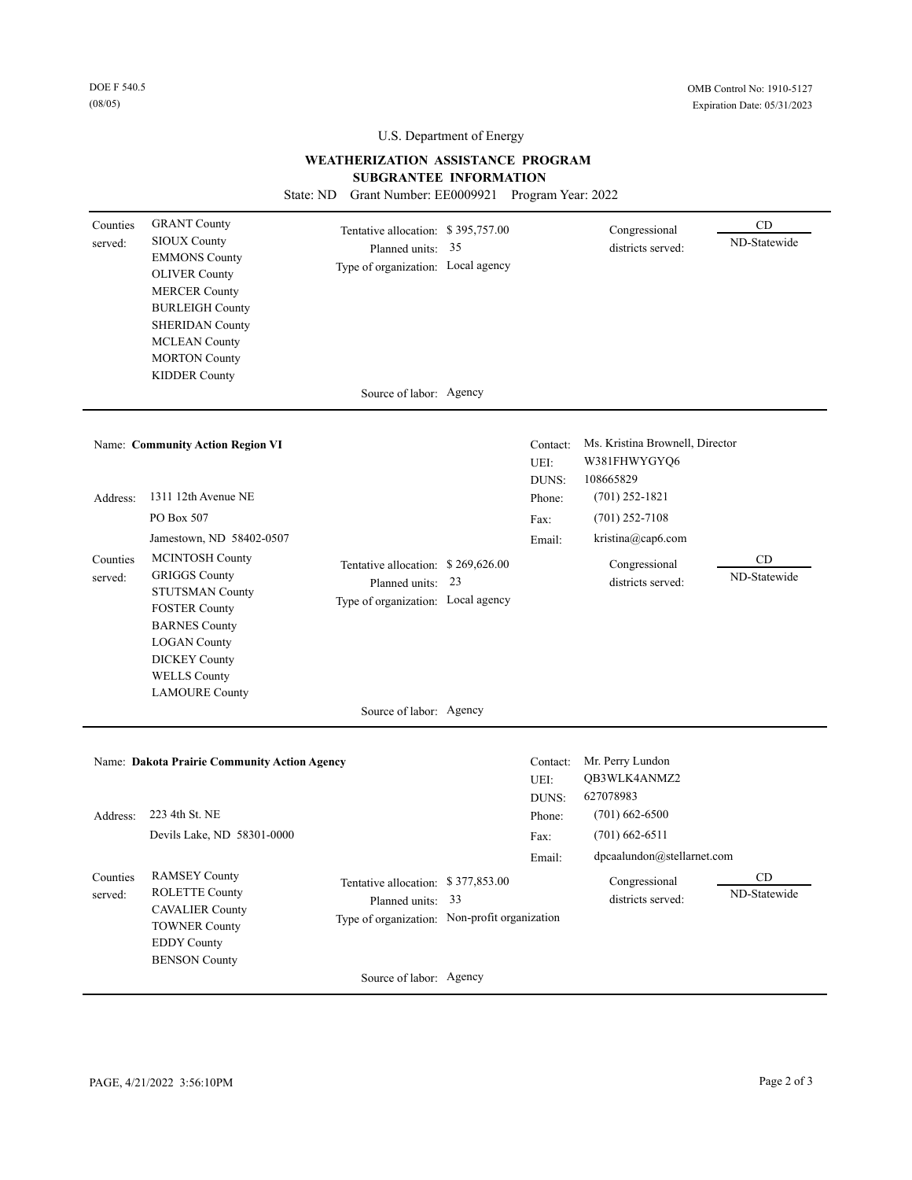DOE F 540.5
(08/05)

OMB Control No: 1910-5127
Expiration Date: 05/31/2023

U.S. Department of Energy

**WEATHERIZATION ASSISTANCE PROGRAM**
**SUBGRANTEE INFORMATION**

State: ND Grant Number: EE0009921 Program Year: 2022

Counties served: GRANT County, SIOUX County, EMMONS County, OLIVER County, MERCER County, BURLEIGH County, SHERIDAN County, MCLEAN County, MORTON County, KIDDER County

Tentative allocation: $ 395,757.00
Planned units: 35
Type of organization: Local agency
Source of labor: Agency

Congressional districts served: CD: ND-Statewide

---

Name: **Community Action Region VI**

Contact: Ms. Kristina Brownell, Director
UEI: W381FHWYGYQ6
DUNS: 108665829

Address: 1311 12th Avenue NE
PO Box 507
Jamestown, ND 58402-0507

Phone: (701) 252-1821
Fax: (701) 252-7108
Email: kristina@cap6.com

Counties served: MCINTOSH County, GRIGGS County, STUTSMAN County, FOSTER County, BARNES County, LOGAN County, DICKEY County, WELLS County, LAMOURE County

Tentative allocation: $ 269,626.00
Planned units: 23
Type of organization: Local agency
Source of labor: Agency

Congressional districts served: CD: ND-Statewide

---

Name: **Dakota Prairie Community Action Agency**

Contact: Mr. Perry Lundon
UEI: QB3WLK4ANMZ2
DUNS: 627078983

Address: 223 4th St. NE
Devils Lake, ND 58301-0000

Phone: (701) 662-6500
Fax: (701) 662-6511
Email: dpcaalundon@stellarnet.com

Counties served: RAMSEY County, ROLETTE County, CAVALIER County, TOWNER County, EDDY County, BENSON County

Tentative allocation: $ 377,853.00
Planned units: 33
Type of organization: Non-profit organization
Source of labor: Agency

Congressional districts served: CD: ND-Statewide

---

PAGE, 4/21/2022 3:56:10PM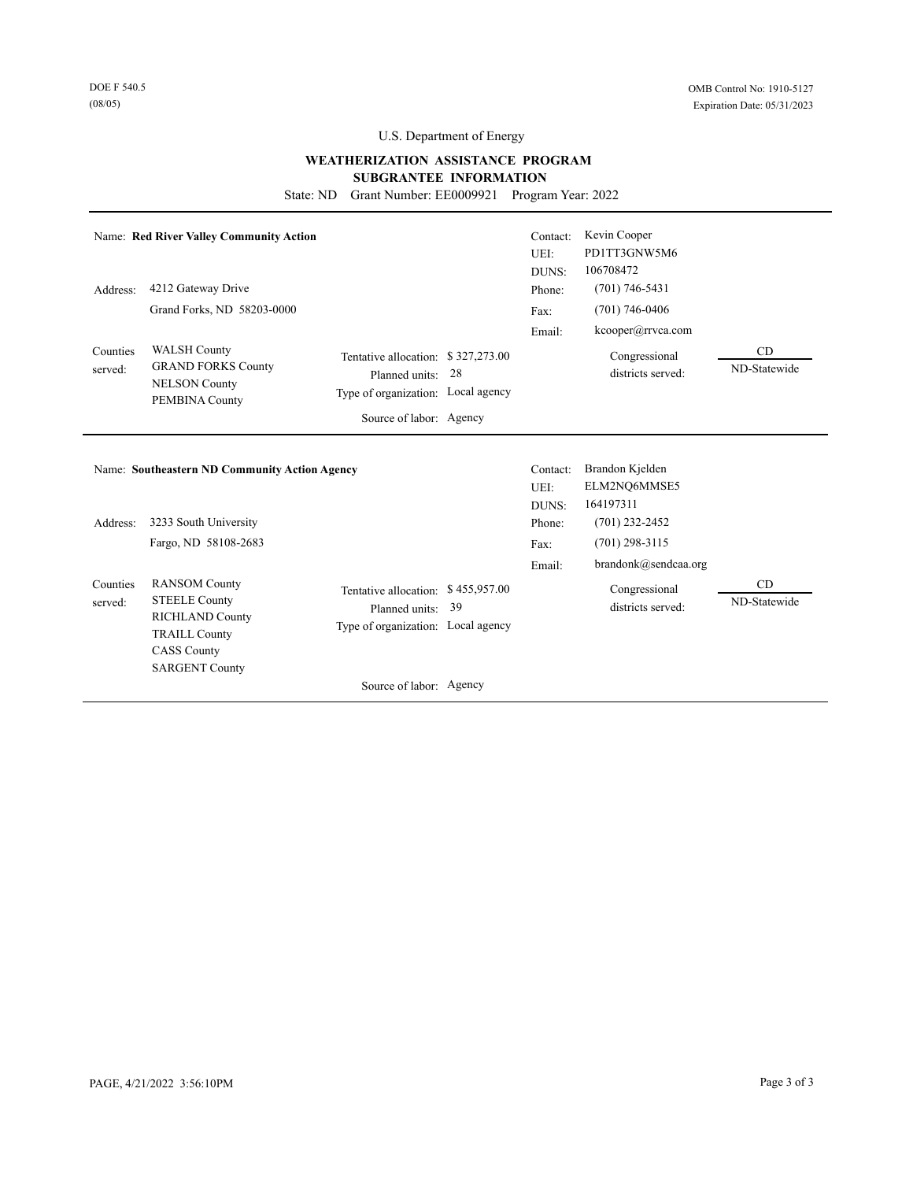DOE F 540.5
(08/05)

OMB Control No: 1910-5127
Expiration Date: 05/31/2023

U.S. Department of Energy

**WEATHERIZATION ASSISTANCE PROGRAM**
**SUBGRANTEE INFORMATION**

State: ND Grant Number: EE0009921 Program Year: 2022

---

Name: **Red River Valley Community Action**

Contact: Kevin Cooper
UEI: PD1TT3GNW5M6
DUNS: 106708472

Address: 4212 Gateway Drive
Grand Forks, ND 58203-0000

Phone: (701) 746-5431
Fax: (701) 746-0406
Email: kcooper@rrvca.com

Counties served:
WALSH County
GRAND FORKS County
NELSON County
PEMBINA County

Tentative allocation: $ 327,273.00
Planned units: 28
Type of organization: Local agency
Source of labor: Agency

Congressional districts served:

| CD |
| --- |
| ND-Statewide |

---

Name: **Southeastern ND Community Action Agency**

Contact: Brandon Kjelden
UEI: ELM2NQ6MMSE5
DUNS: 164197311

Address: 3233 South University
Fargo, ND 58108-2683

Phone: (701) 232-2452
Fax: (701) 298-3115
Email: brandonk@sendcaa.org

Counties served:
RANSOM County
STEELE County
RICHLAND County
TRAILL County
CASS County
SARGENT County

Tentative allocation: $ 455,957.00
Planned units: 39
Type of organization: Local agency
Source of labor: Agency

Congressional districts served:

| CD |
| --- |
| ND-Statewide |

---

PAGE, 4/21/2022 3:56:10PM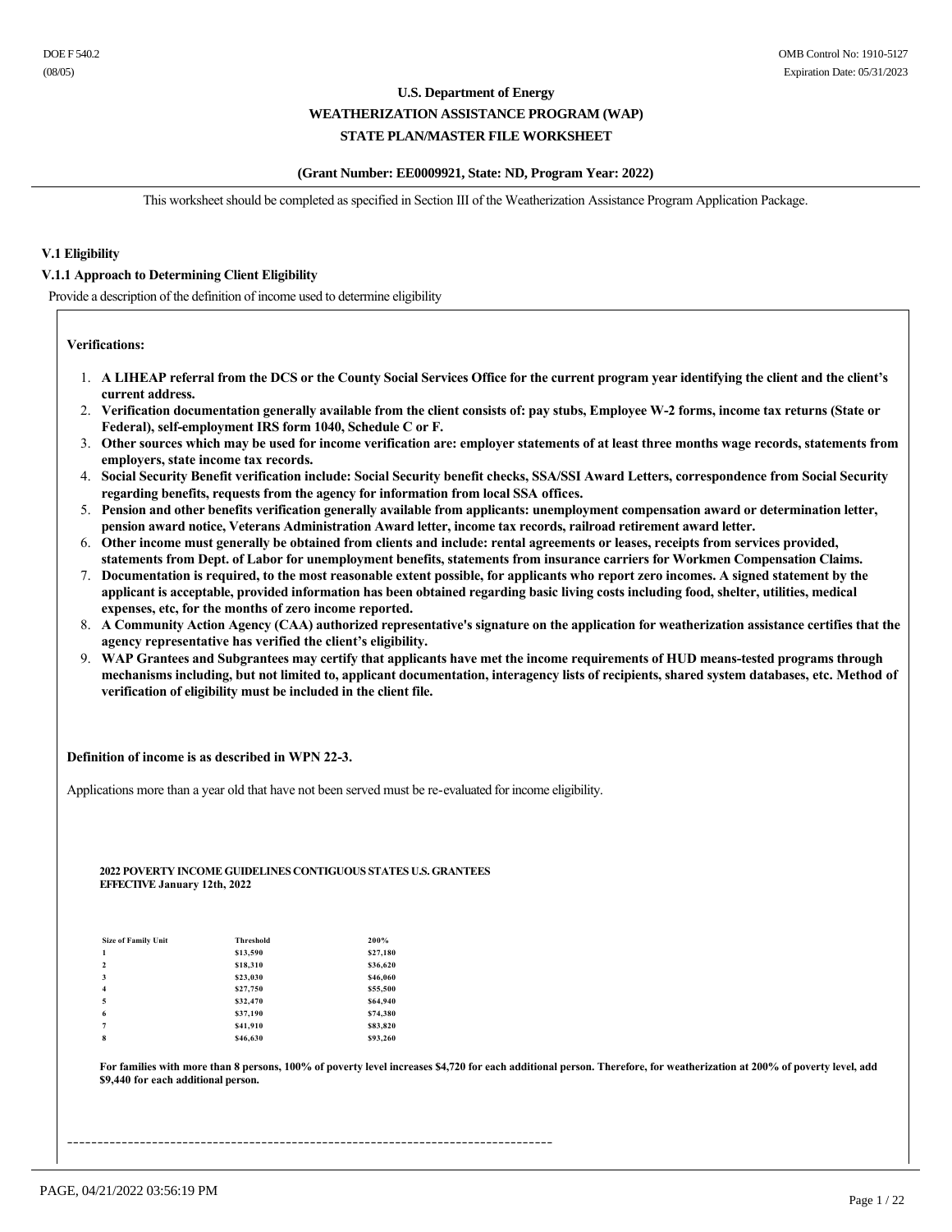DOE F 540.2
(08/05)

OMB Control No: 1910-5127
Expiration Date: 05/31/2023

**U.S. Department of Energy**

**WEATHERIZATION ASSISTANCE PROGRAM (WAP)**

**STATE PLAN/MASTER FILE WORKSHEET**

**(Grant Number: EE0009921, State: ND, Program Year: 2022)**

This worksheet should be completed as specified in Section III of the Weatherization Assistance Program Application Package.

### V.1 Eligibility

### V.1.1 Approach to Determining Client Eligibility

Provide a description of the definition of income used to determine eligibility

**Verifications:**

1. **A LIHEAP referral from the DCS or the County Social Services Office for the current program year identifying the client and the client's current address.**
2. **Verification documentation generally available from the client consists of: pay stubs, Employee W-2 forms, income tax returns (State or Federal), self-employment IRS form 1040, Schedule C or F.**
3. **Other sources which may be used for income verification are: employer statements of at least three months wage records, statements from employers, state income tax records.**
4. **Social Security Benefit verification include: Social Security benefit checks, SSA/SSI Award Letters, correspondence from Social Security regarding benefits, requests from the agency for information from local SSA offices.**
5. **Pension and other benefits verification generally available from applicants: unemployment compensation award or determination letter, pension award notice, Veterans Administration Award letter, income tax records, railroad retirement award letter.**
6. **Other income must generally be obtained from clients and include: rental agreements or leases, receipts from services provided, statements from Dept. of Labor for unemployment benefits, statements from insurance carriers for Workmen Compensation Claims.**
7. **Documentation is required, to the most reasonable extent possible, for applicants who report zero incomes. A signed statement by the applicant is acceptable, provided information has been obtained regarding basic living costs including food, shelter, utilities, medical expenses, etc, for the months of zero income reported.**
8. **A Community Action Agency (CAA) authorized representative's signature on the application for weatherization assistance certifies that the agency representative has verified the client's eligibility.**
9. **WAP Grantees and Subgrantees may certify that applicants have met the income requirements of HUD means-tested programs through mechanisms including, but not limited to, applicant documentation, interagency lists of recipients, shared system databases, etc. Method of verification of eligibility must be included in the client file.**

**Definition of income is as described in WPN 22-3.**

Applications more than a year old that have not been served must be re-evaluated for income eligibility.

**2022 POVERTY INCOME GUIDELINES CONTIGUOUS STATES U.S. GRANTEES**
**EFFECTIVE January 12th, 2022**

| Size of Family Unit | Threshold | 200% |
|---|---|---|
| 1 | $13,590 | $27,180 |
| 2 | $18,310 | $36,620 |
| 3 | $23,030 | $46,060 |
| 4 | $27,750 | $55,500 |
| 5 | $32,470 | $64,940 |
| 6 | $37,190 | $74,380 |
| 7 | $41,910 | $83,820 |
| 8 | $46,630 | $93,260 |

**For families with more than 8 persons, 100% of poverty level increases $4,720 for each additional person. Therefore, for weatherization at 200% of poverty level, add $9,440 for each additional person.**

--------------------------------------------------------------------------------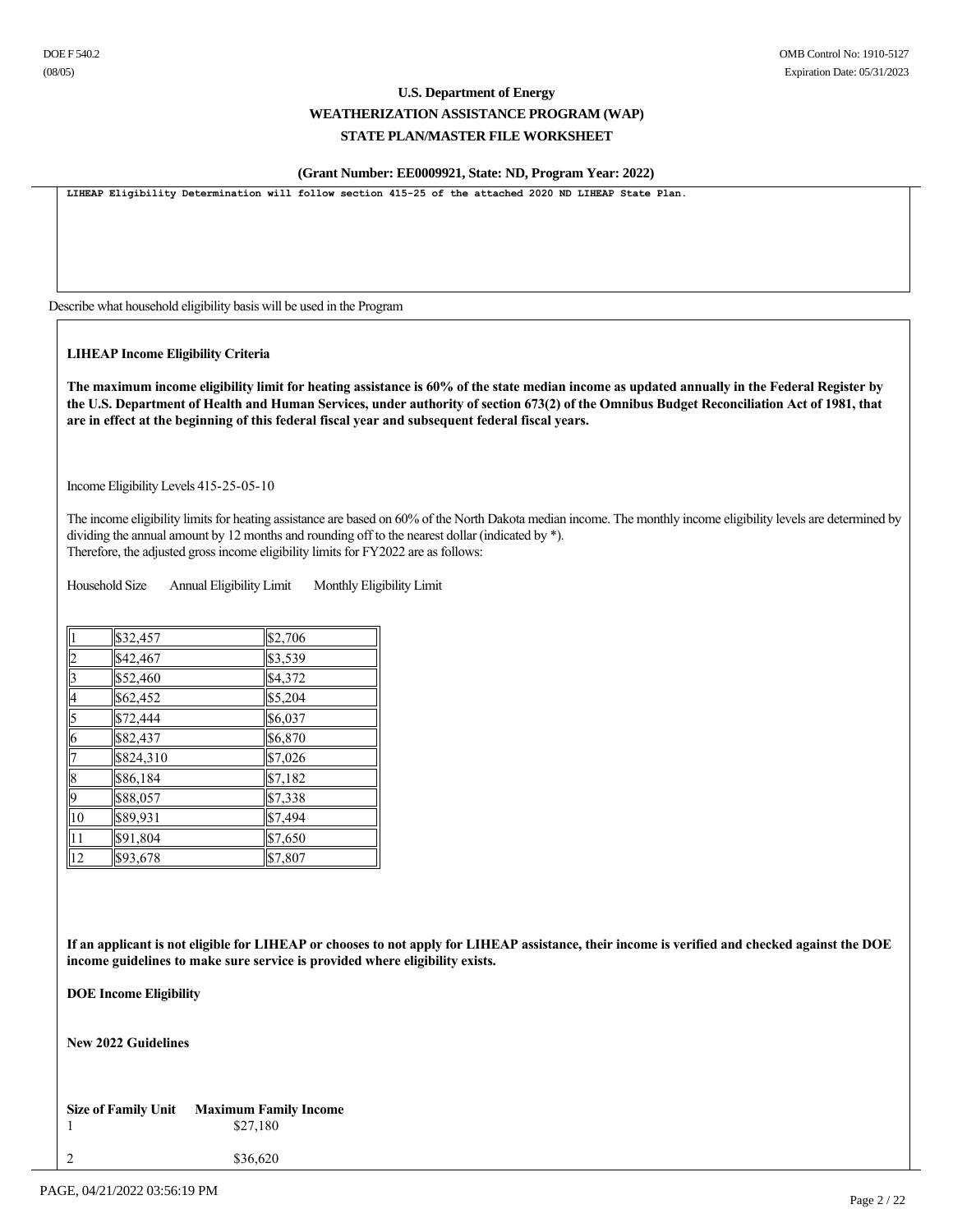DOE F 540.2
(08/05)

OMB Control No: 1910-5127
Expiration Date: 05/31/2023

**U.S. Department of Energy**

**WEATHERIZATION ASSISTANCE PROGRAM (WAP)**

**STATE PLAN/MASTER FILE WORKSHEET**

**(Grant Number: EE0009921, State: ND, Program Year: 2022)**

```
LIHEAP Eligibility Determination will follow section 415-25 of the attached 2020 ND LIHEAP State Plan.
```

Describe what household eligibility basis will be used in the Program

**LIHEAP Income Eligibility Criteria**

**The maximum income eligibility limit for heating assistance is 60% of the state median income as updated annually in the Federal Register by the U.S. Department of Health and Human Services, under authority of section 673(2) of the Omnibus Budget Reconciliation Act of 1981, that are in effect at the beginning of this federal fiscal year and subsequent federal fiscal years.**

Income Eligibility Levels 415-25-05-10

The income eligibility limits for heating assistance are based on 60% of the North Dakota median income. The monthly income eligibility levels are determined by dividing the annual amount by 12 months and rounding off to the nearest dollar (indicated by *).
Therefore, the adjusted gross income eligibility limits for FY2022 are as follows:

| Household Size | Annual Eligibility Limit | Monthly Eligibility Limit |
|---|---|---|
| 1 | $32,457 | $2,706 |
| 2 | $42,467 | $3,539 |
| 3 | $52,460 | $4,372 |
| 4 | $62,452 | $5,204 |
| 5 | $72,444 | $6,037 |
| 6 | $82,437 | $6,870 |
| 7 | $824,310 | $7,026 |
| 8 | $86,184 | $7,182 |
| 9 | $88,057 | $7,338 |
| 10 | $89,931 | $7,494 |
| 11 | $91,804 | $7,650 |
| 12 | $93,678 | $7,807 |

**If an applicant is not eligible for LIHEAP or chooses to not apply for LIHEAP assistance, their income is verified and checked against the DOE income guidelines to make sure service is provided where eligibility exists.**

**DOE Income Eligibility**

**New 2022 Guidelines**

| Size of Family Unit | Maximum Family Income |
|---|---|
| 1 | $27,180 |
| 2 | $36,620 |

PAGE, 04/21/2022 03:56:19 PM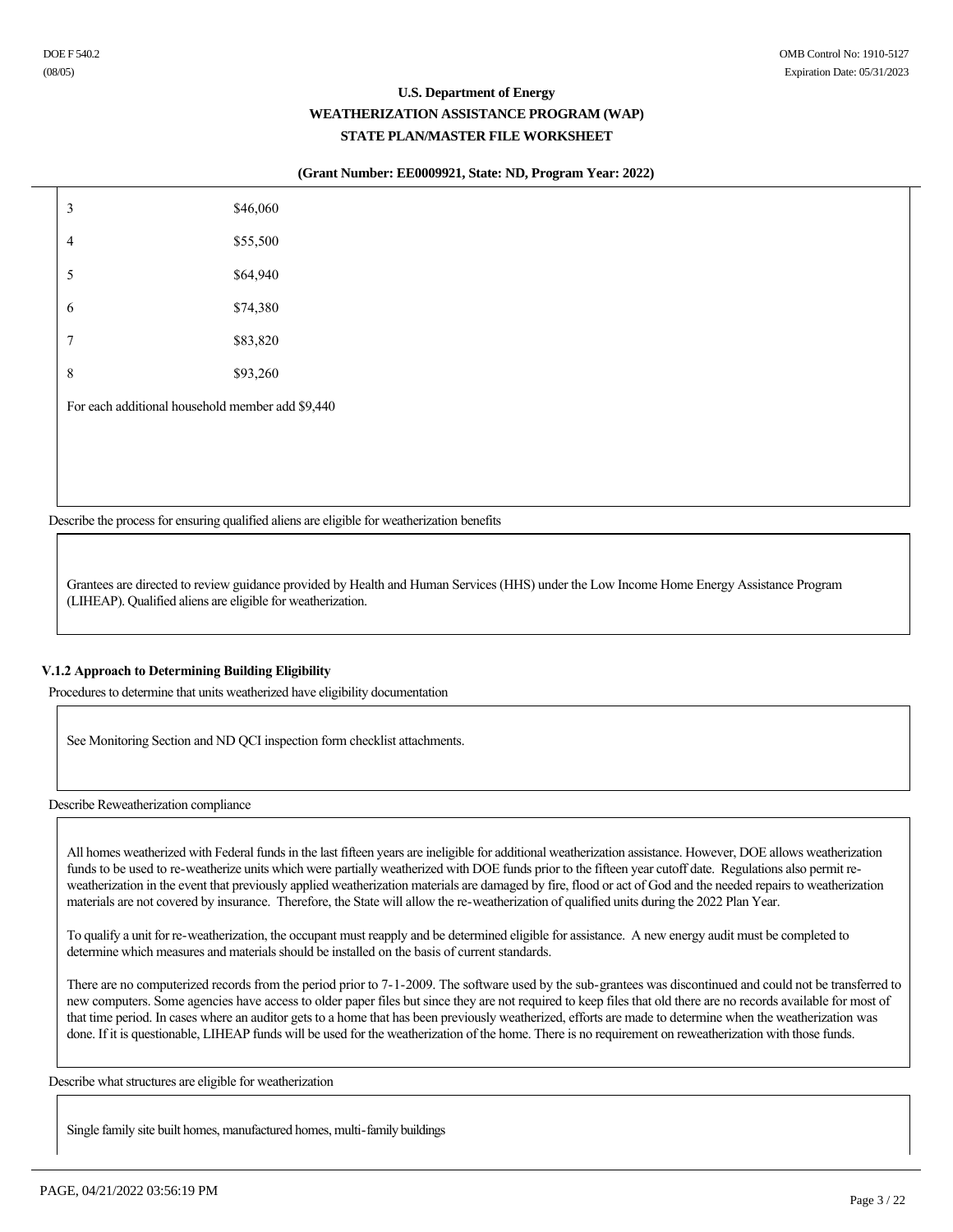| | |
|---|---|
| 3 | $46,060 |
| 4 | $55,500 |
| 5 | $64,940 |
| 6 | $74,380 |
| 7 | $83,820 |
| 8 | $93,260 |

For each additional household member add $9,440

Describe the process for ensuring qualified aliens are eligible for weatherization benefits

Grantees are directed to review guidance provided by Health and Human Services (HHS) under the Low Income Home Energy Assistance Program (LIHEAP). Qualified aliens are eligible for weatherization.

### V.1.2 Approach to Determining Building Eligibility

Procedures to determine that units weatherized have eligibility documentation

See Monitoring Section and ND QCI inspection form checklist attachments.

Describe Reweatherization compliance

All homes weatherized with Federal funds in the last fifteen years are ineligible for additional weatherization assistance. However, DOE allows weatherization funds to be used to re-weatherize units which were partially weatherized with DOE funds prior to the fifteen year cutoff date. Regulations also permit re-weatherization in the event that previously applied weatherization materials are damaged by fire, flood or act of God and the needed repairs to weatherization materials are not covered by insurance. Therefore, the State will allow the re-weatherization of qualified units during the 2022 Plan Year.

To qualify a unit for re-weatherization, the occupant must reapply and be determined eligible for assistance. A new energy audit must be completed to determine which measures and materials should be installed on the basis of current standards.

There are no computerized records from the period prior to 7-1-2009. The software used by the sub-grantees was discontinued and could not be transferred to new computers. Some agencies have access to older paper files but since they are not required to keep files that old there are no records available for most of that time period. In cases where an auditor gets to a home that has been previously weatherized, efforts are made to determine when the weatherization was done. If it is questionable, LIHEAP funds will be used for the weatherization of the home. There is no requirement on reweatherization with those funds.

Describe what structures are eligible for weatherization

Single family site built homes, manufactured homes, multi-family buildings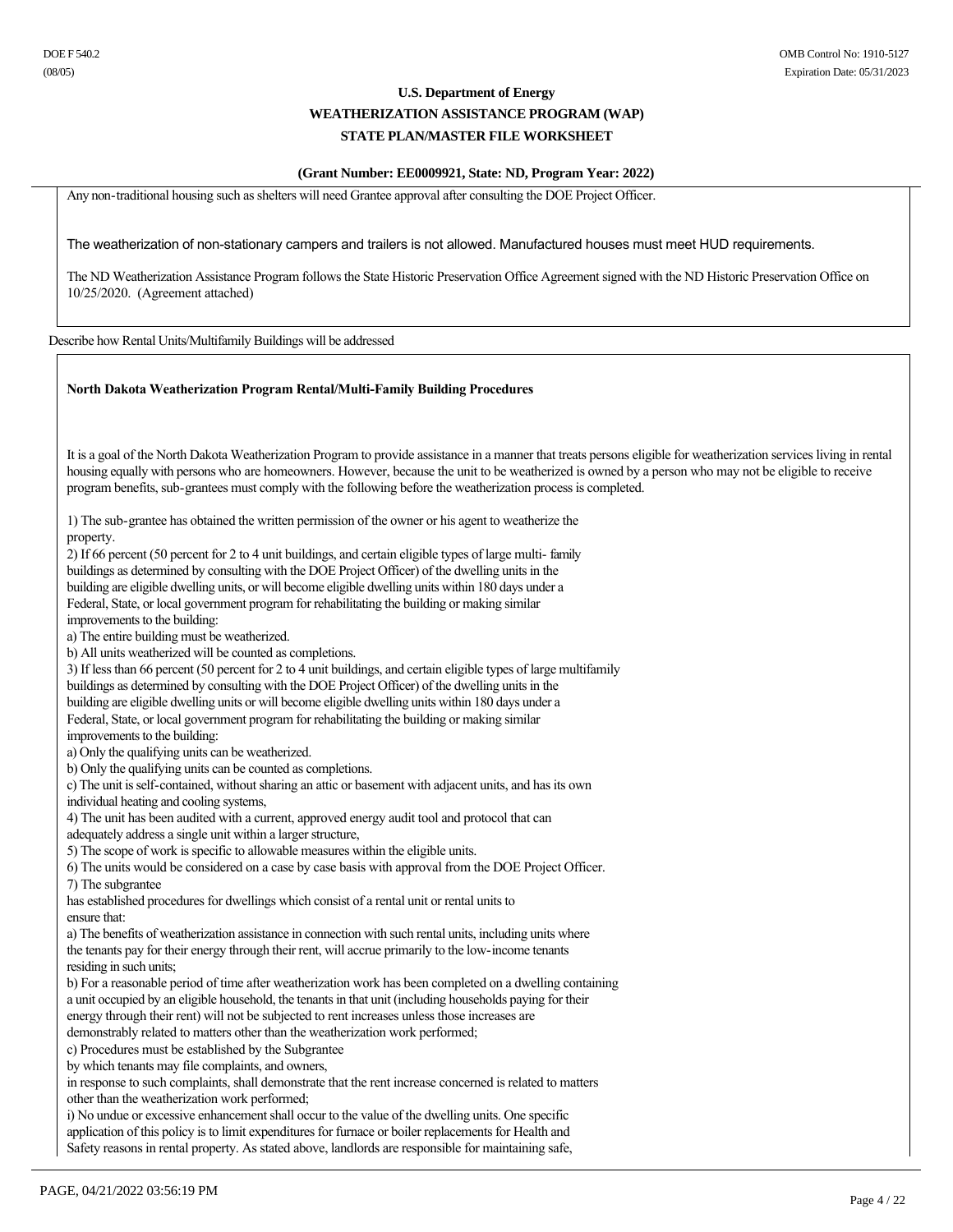Any non-traditional housing such as shelters will need Grantee approval after consulting the DOE Project Officer.

The weatherization of non-stationary campers and trailers is not allowed. Manufactured houses must meet HUD requirements.

The ND Weatherization Assistance Program follows the State Historic Preservation Office Agreement signed with the ND Historic Preservation Office on 10/25/2020. (Agreement attached)

Describe how Rental Units/Multifamily Buildings will be addressed

**North Dakota Weatherization Program Rental/Multi-Family Building Procedures**

It is a goal of the North Dakota Weatherization Program to provide assistance in a manner that treats persons eligible for weatherization services living in rental housing equally with persons who are homeowners. However, because the unit to be weatherized is owned by a person who may not be eligible to receive program benefits, sub-grantees must comply with the following before the weatherization process is completed.

1) The sub-grantee has obtained the written permission of the owner or his agent to weatherize the property.
2) If 66 percent (50 percent for 2 to 4 unit buildings, and certain eligible types of large multi- family buildings as determined by consulting with the DOE Project Officer) of the dwelling units in the building are eligible dwelling units, or will become eligible dwelling units within 180 days under a Federal, State, or local government program for rehabilitating the building or making similar improvements to the building:
a) The entire building must be weatherized.
b) All units weatherized will be counted as completions.
3) If less than 66 percent (50 percent for 2 to 4 unit buildings, and certain eligible types of large multifamily buildings as determined by consulting with the DOE Project Officer) of the dwelling units in the building are eligible dwelling units or will become eligible dwelling units within 180 days under a Federal, State, or local government program for rehabilitating the building or making similar improvements to the building:
a) Only the qualifying units can be weatherized.
b) Only the qualifying units can be counted as completions.
c) The unit is self-contained, without sharing an attic or basement with adjacent units, and has its own individual heating and cooling systems,
4) The unit has been audited with a current, approved energy audit tool and protocol that can adequately address a single unit within a larger structure,
5) The scope of work is specific to allowable measures within the eligible units.
6) The units would be considered on a case by case basis with approval from the DOE Project Officer.
7) The subgrantee has established procedures for dwellings which consist of a rental unit or rental units to ensure that:
a) The benefits of weatherization assistance in connection with such rental units, including units where the tenants pay for their energy through their rent, will accrue primarily to the low-income tenants residing in such units;
b) For a reasonable period of time after weatherization work has been completed on a dwelling containing a unit occupied by an eligible household, the tenants in that unit (including households paying for their energy through their rent) will not be subjected to rent increases unless those increases are demonstrably related to matters other than the weatherization work performed;
c) Procedures must be established by the Subgrantee by which tenants may file complaints, and owners, in response to such complaints, shall demonstrate that the rent increase concerned is related to matters other than the weatherization work performed;
i) No undue or excessive enhancement shall occur to the value of the dwelling units. One specific application of this policy is to limit expenditures for furnace or boiler replacements for Health and Safety reasons in rental property. As stated above, landlords are responsible for maintaining safe,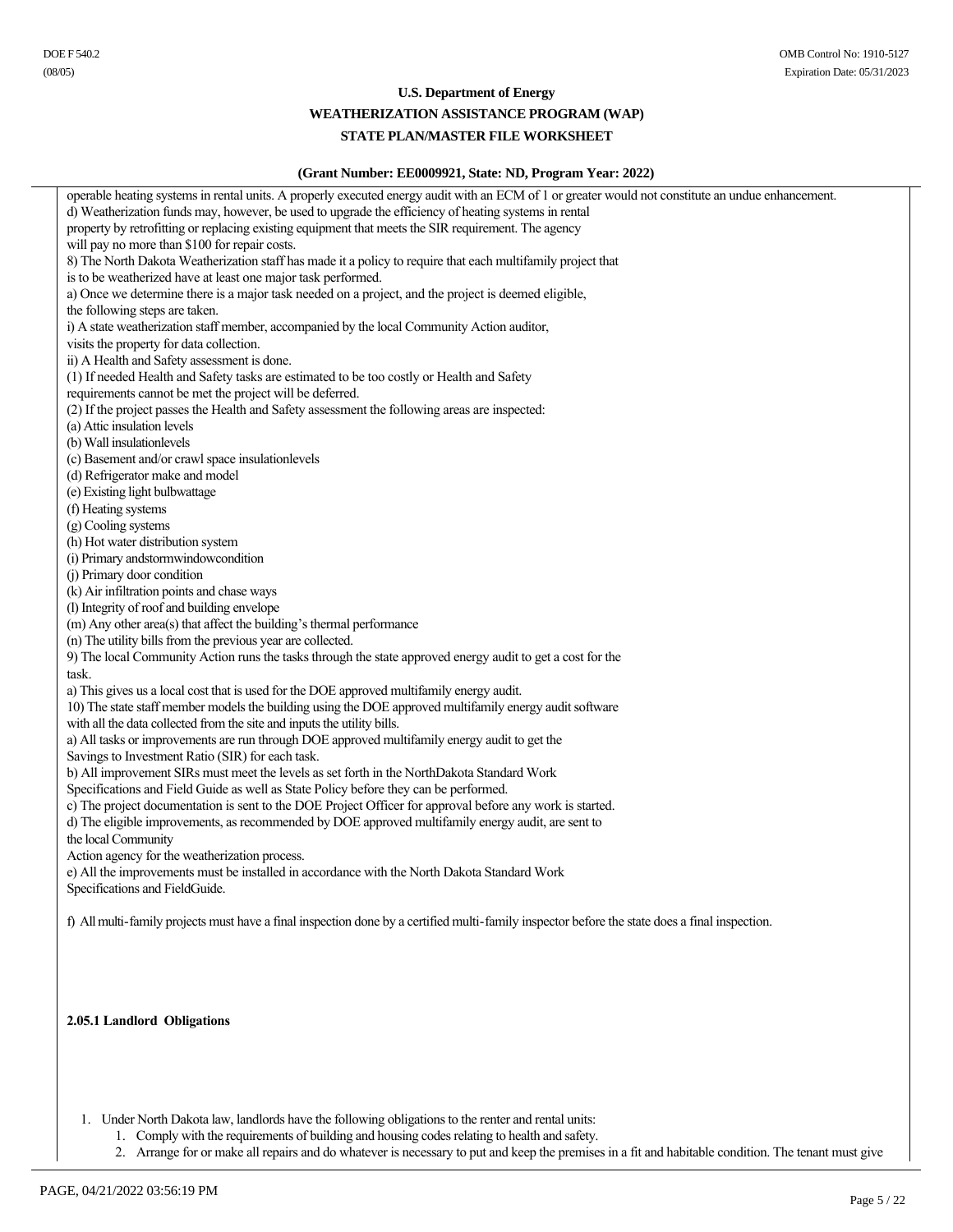operable heating systems in rental units. A properly executed energy audit with an ECM of 1 or greater would not constitute an undue enhancement.

d) Weatherization funds may, however, be used to upgrade the efficiency of heating systems in rental property by retrofitting or replacing existing equipment that meets the SIR requirement. The agency will pay no more than $100 for repair costs.

8) The North Dakota Weatherization staff has made it a policy to require that each multifamily project that is to be weatherized have at least one major task performed.

a) Once we determine there is a major task needed on a project, and the project is deemed eligible, the following steps are taken.

i) A state weatherization staff member, accompanied by the local Community Action auditor, visits the property for data collection.

ii) A Health and Safety assessment is done.

(1) If needed Health and Safety tasks are estimated to be too costly or Health and Safety requirements cannot be met the project will be deferred.

(2) If the project passes the Health and Safety assessment the following areas are inspected:

(a) Attic insulation levels
(b) Wall insulationlevels
(c) Basement and/or crawl space insulationlevels
(d) Refrigerator make and model
(e) Existing light bulbwattage
(f) Heating systems
(g) Cooling systems
(h) Hot water distribution system
(i) Primary andstormwindowcondition
(j) Primary door condition
(k) Air infiltration points and chase ways
(l) Integrity of roof and building envelope
(m) Any other area(s) that affect the building's thermal performance
(n) The utility bills from the previous year are collected.

9) The local Community Action runs the tasks through the state approved energy audit to get a cost for the task.

a) This gives us a local cost that is used for the DOE approved multifamily energy audit.

10) The state staff member models the building using the DOE approved multifamily energy audit software with all the data collected from the site and inputs the utility bills.

a) All tasks or improvements are run through DOE approved multifamily energy audit to get the Savings to Investment Ratio (SIR) for each task.

b) All improvement SIRs must meet the levels as set forth in the NorthDakota Standard Work Specifications and Field Guide as well as State Policy before they can be performed.

c) The project documentation is sent to the DOE Project Officer for approval before any work is started.

d) The eligible improvements, as recommended by DOE approved multifamily energy audit, are sent to the local Community Action agency for the weatherization process.

e) All the improvements must be installed in accordance with the North Dakota Standard Work Specifications and FieldGuide.

f) All multi-family projects must have a final inspection done by a certified multi-family inspector before the state does a final inspection.

**2.05.1 Landlord Obligations**

1. Under North Dakota law, landlords have the following obligations to the renter and rental units:
    1. Comply with the requirements of building and housing codes relating to health and safety.
    2. Arrange for or make all repairs and do whatever is necessary to put and keep the premises in a fit and habitable condition. The tenant must give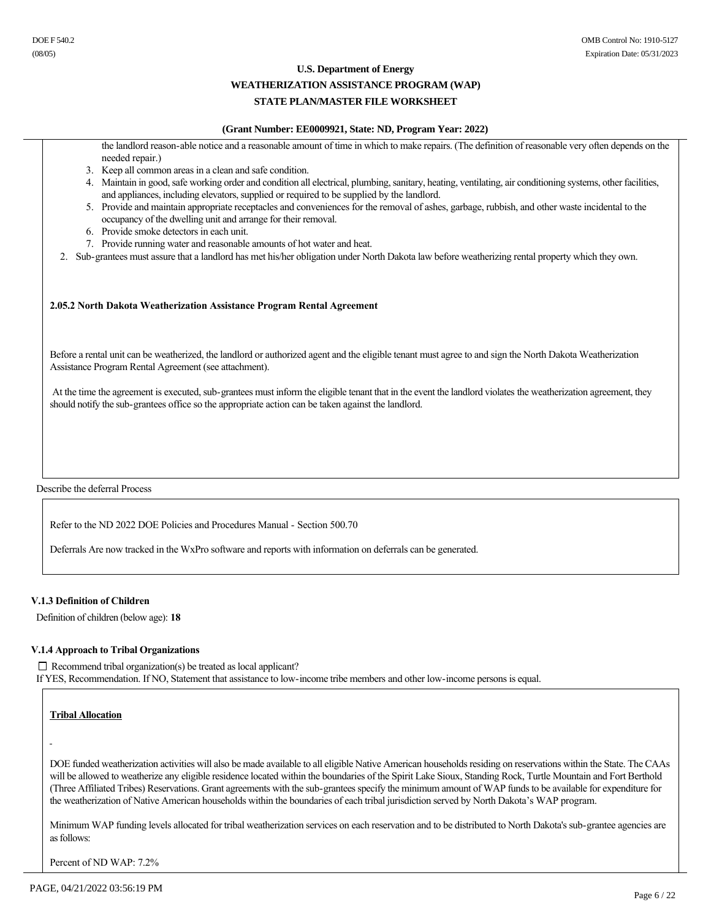the landlord reason-able notice and a reasonable amount of time in which to make repairs. (The definition of reasonable very often depends on the needed repair.)

3. Keep all common areas in a clean and safe condition.
4. Maintain in good, safe working order and condition all electrical, plumbing, sanitary, heating, ventilating, air conditioning systems, other facilities, and appliances, including elevators, supplied or required to be supplied by the landlord.
5. Provide and maintain appropriate receptacles and conveniences for the removal of ashes, garbage, rubbish, and other waste incidental to the occupancy of the dwelling unit and arrange for their removal.
6. Provide smoke detectors in each unit.
7. Provide running water and reasonable amounts of hot water and heat.

2. Sub-grantees must assure that a landlord has met his/her obligation under North Dakota law before weatherizing rental property which they own.

**2.05.2 North Dakota Weatherization Assistance Program Rental Agreement**

Before a rental unit can be weatherized, the landlord or authorized agent and the eligible tenant must agree to and sign the North Dakota Weatherization Assistance Program Rental Agreement (see attachment).

At the time the agreement is executed, sub-grantees must inform the eligible tenant that in the event the landlord violates the weatherization agreement, they should notify the sub-grantees office so the appropriate action can be taken against the landlord.

Describe the deferral Process

Refer to the ND 2022 DOE Policies and Procedures Manual - Section 500.70

Deferrals Are now tracked in the WxPro software and reports with information on deferrals can be generated.

### V.1.3 Definition of Children

Definition of children (below age): **18**

### V.1.4 Approach to Tribal Organizations

☐ Recommend tribal organization(s) be treated as local applicant?

If YES, Recommendation. If NO, Statement that assistance to low-income tribe members and other low-income persons is equal.

**Tribal Allocation**

DOE funded weatherization activities will also be made available to all eligible Native American households residing on reservations within the State. The CAAs will be allowed to weatherize any eligible residence located within the boundaries of the Spirit Lake Sioux, Standing Rock, Turtle Mountain and Fort Berthold (Three Affiliated Tribes) Reservations. Grant agreements with the sub-grantees specify the minimum amount of WAP funds to be available for expenditure for the weatherization of Native American households within the boundaries of each tribal jurisdiction served by North Dakota's WAP program.

Minimum WAP funding levels allocated for tribal weatherization services on each reservation and to be distributed to North Dakota's sub-grantee agencies are as follows:

Percent of ND WAP: 7.2%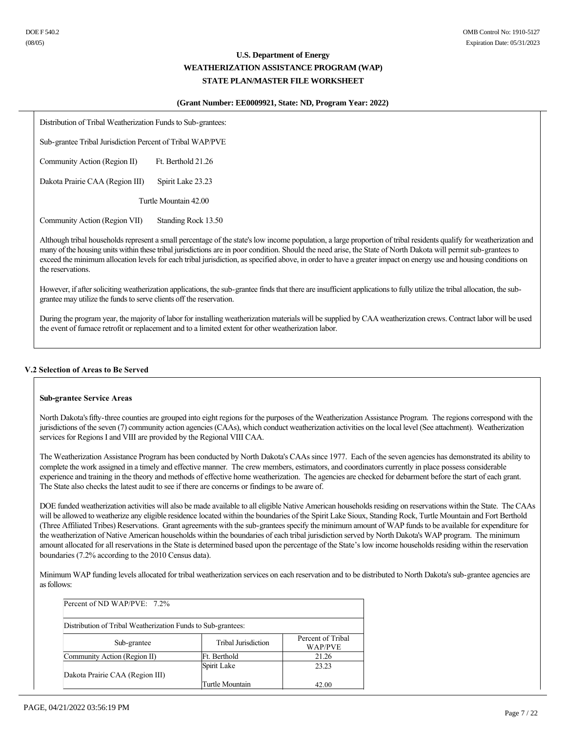Distribution of Tribal Weatherization Funds to Sub-grantees:

Sub-grantee Tribal Jurisdiction Percent of Tribal WAP/PVE

Community Action (Region II) Ft. Berthold 21.26

Dakota Prairie CAA (Region III) Spirit Lake 23.23

Turtle Mountain 42.00

Community Action (Region VII) Standing Rock 13.50

Although tribal households represent a small percentage of the state's low income population, a large proportion of tribal residents qualify for weatherization and many of the housing units within these tribal jurisdictions are in poor condition. Should the need arise, the State of North Dakota will permit sub-grantees to exceed the minimum allocation levels for each tribal jurisdiction, as specified above, in order to have a greater impact on energy use and housing conditions on the reservations.

However, if after soliciting weatherization applications, the sub-grantee finds that there are insufficient applications to fully utilize the tribal allocation, the sub-grantee may utilize the funds to serve clients off the reservation.

During the program year, the majority of labor for installing weatherization materials will be supplied by CAA weatherization crews. Contract labor will be used the event of furnace retrofit or replacement and to a limited extent for other weatherization labor.

## V.2 Selection of Areas to Be Served

**Sub-grantee Service Areas**

North Dakota's fifty-three counties are grouped into eight regions for the purposes of the Weatherization Assistance Program. The regions correspond with the jurisdictions of the seven (7) community action agencies (CAAs), which conduct weatherization activities on the local level (See attachment). Weatherization services for Regions I and VIII are provided by the Regional VIII CAA.

The Weatherization Assistance Program has been conducted by North Dakota's CAAs since 1977. Each of the seven agencies has demonstrated its ability to complete the work assigned in a timely and effective manner. The crew members, estimators, and coordinators currently in place possess considerable experience and training in the theory and methods of effective home weatherization. The agencies are checked for debarment before the start of each grant. The State also checks the latest audit to see if there are concerns or findings to be aware of.

DOE funded weatherization activities will also be made available to all eligible Native American households residing on reservations within the State. The CAAs will be allowed to weatherize any eligible residence located within the boundaries of the Spirit Lake Sioux, Standing Rock, Turtle Mountain and Fort Berthold (Three Affiliated Tribes) Reservations. Grant agreements with the sub-grantees specify the minimum amount of WAP funds to be available for expenditure for the weatherization of Native American households within the boundaries of each tribal jurisdiction served by North Dakota's WAP program. The minimum amount allocated for all reservations in the State is determined based upon the percentage of the State's low income households residing within the reservation boundaries (7.2% according to the 2010 Census data).

Minimum WAP funding levels allocated for tribal weatherization services on each reservation and to be distributed to North Dakota's sub-grantee agencies are as follows:

Percent of ND WAP/PVE: 7.2%

Distribution of Tribal Weatherization Funds to Sub-grantees:

| Sub-grantee | Tribal Jurisdiction | Percent of Tribal WAP/PVE |
|---|---|---|
| Community Action (Region II) | Ft. Berthold | 21.26 |
| Dakota Prairie CAA (Region III) | Spirit Lake | 23.23 |
| | Turtle Mountain | 42.00 |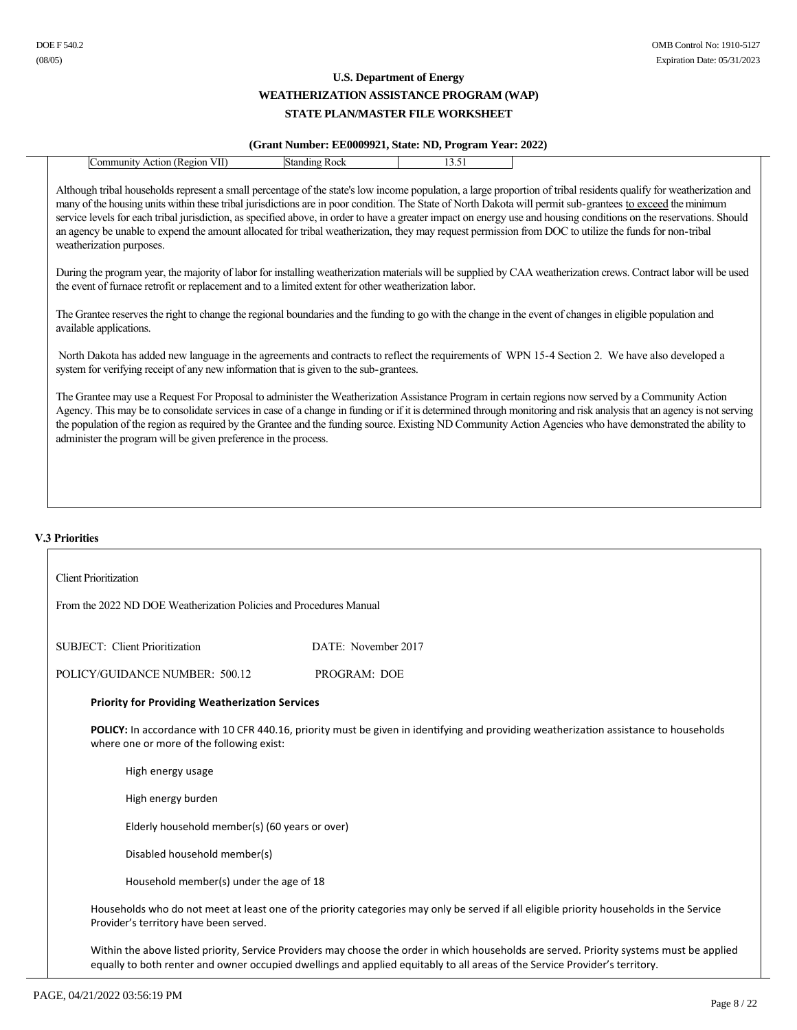| Community Action (Region VII) | Standing Rock | 13.51 |
|---|---|---|

Although tribal households represent a small percentage of the state's low income population, a large proportion of tribal residents qualify for weatherization and many of the housing units within these tribal jurisdictions are in poor condition. The State of North Dakota will permit sub-grantees to exceed the minimum service levels for each tribal jurisdiction, as specified above, in order to have a greater impact on energy use and housing conditions on the reservations. Should an agency be unable to expend the amount allocated for tribal weatherization, they may request permission from DOC to utilize the funds for non-tribal weatherization purposes.

During the program year, the majority of labor for installing weatherization materials will be supplied by CAA weatherization crews. Contract labor will be used the event of furnace retrofit or replacement and to a limited extent for other weatherization labor.

The Grantee reserves the right to change the regional boundaries and the funding to go with the change in the event of changes in eligible population and available applications.

North Dakota has added new language in the agreements and contracts to reflect the requirements of WPN 15-4 Section 2. We have also developed a system for verifying receipt of any new information that is given to the sub-grantees.

The Grantee may use a Request For Proposal to administer the Weatherization Assistance Program in certain regions now served by a Community Action Agency. This may be to consolidate services in case of a change in funding or if it is determined through monitoring and risk analysis that an agency is not serving the population of the region as required by the Grantee and the funding source. Existing ND Community Action Agencies who have demonstrated the ability to administer the program will be given preference in the process.

## V.3 Priorities

Client Prioritization

From the 2022 ND DOE Weatherization Policies and Procedures Manual

SUBJECT: Client Prioritization DATE: November 2017

POLICY/GUIDANCE NUMBER: 500.12 PROGRAM: DOE

**Priority for Providing Weatherization Services**

**POLICY:** In accordance with 10 CFR 440.16, priority must be given in identifying and providing weatherization assistance to households where one or more of the following exist:

- High energy usage
- High energy burden
- Elderly household member(s) (60 years or over)
- Disabled household member(s)
- Household member(s) under the age of 18

Households who do not meet at least one of the priority categories may only be served if all eligible priority households in the Service Provider's territory have been served.

Within the above listed priority, Service Providers may choose the order in which households are served. Priority systems must be applied equally to both renter and owner occupied dwellings and applied equitably to all areas of the Service Provider's territory.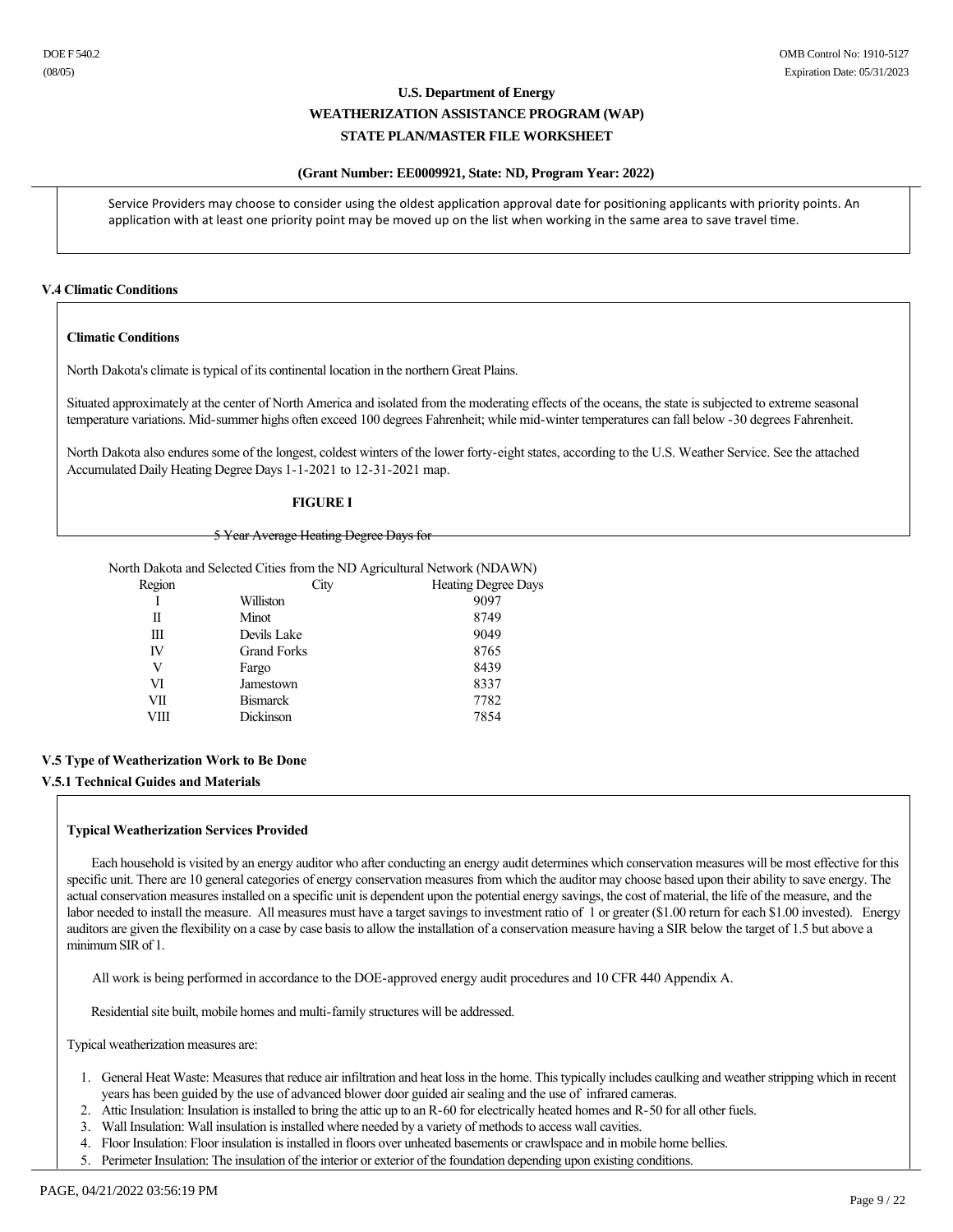Service Providers may choose to consider using the oldest application approval date for positioning applicants with priority points. An application with at least one priority point may be moved up on the list when working in the same area to save travel time.

## V.4 Climatic Conditions

### Climatic Conditions

North Dakota's climate is typical of its continental location in the northern Great Plains.

Situated approximately at the center of North America and isolated from the moderating effects of the oceans, the state is subjected to extreme seasonal temperature variations. Mid-summer highs often exceed 100 degrees Fahrenheit; while mid-winter temperatures can fall below -30 degrees Fahrenheit.

North Dakota also endures some of the longest, coldest winters of the lower forty-eight states, according to the U.S. Weather Service. See the attached Accumulated Daily Heating Degree Days 1-1-2021 to 12-31-2021 map.

**FIGURE I**

~~5 Year Average Heating Degree Days for~~

North Dakota and Selected Cities from the ND Agricultural Network (NDAWN)

| Region | City | Heating Degree Days |
|---|---|---|
| I | Williston | 9097 |
| II | Minot | 8749 |
| III | Devils Lake | 9049 |
| IV | Grand Forks | 8765 |
| V | Fargo | 8439 |
| VI | Jamestown | 8337 |
| VII | Bismarck | 7782 |
| VIII | Dickinson | 7854 |

## V.5 Type of Weatherization Work to Be Done

### V.5.1 Technical Guides and Materials

**Typical Weatherization Services Provided**

Each household is visited by an energy auditor who after conducting an energy audit determines which conservation measures will be most effective for this specific unit. There are 10 general categories of energy conservation measures from which the auditor may choose based upon their ability to save energy. The actual conservation measures installed on a specific unit is dependent upon the potential energy savings, the cost of material, the life of the measure, and the labor needed to install the measure. All measures must have a target savings to investment ratio of 1 or greater ($1.00 return for each $1.00 invested). Energy auditors are given the flexibility on a case by case basis to allow the installation of a conservation measure having a SIR below the target of 1.5 but above a minimum SIR of 1.

All work is being performed in accordance to the DOE-approved energy audit procedures and 10 CFR 440 Appendix A.

Residential site built, mobile homes and multi-family structures will be addressed.

Typical weatherization measures are:

1. General Heat Waste: Measures that reduce air infiltration and heat loss in the home. This typically includes caulking and weather stripping which in recent years has been guided by the use of advanced blower door guided air sealing and the use of infrared cameras.
2. Attic Insulation: Insulation is installed to bring the attic up to an R-60 for electrically heated homes and R-50 for all other fuels.
3. Wall Insulation: Wall insulation is installed where needed by a variety of methods to access wall cavities.
4. Floor Insulation: Floor insulation is installed in floors over unheated basements or crawlspace and in mobile home bellies.
5. Perimeter Insulation: The insulation of the interior or exterior of the foundation depending upon existing conditions.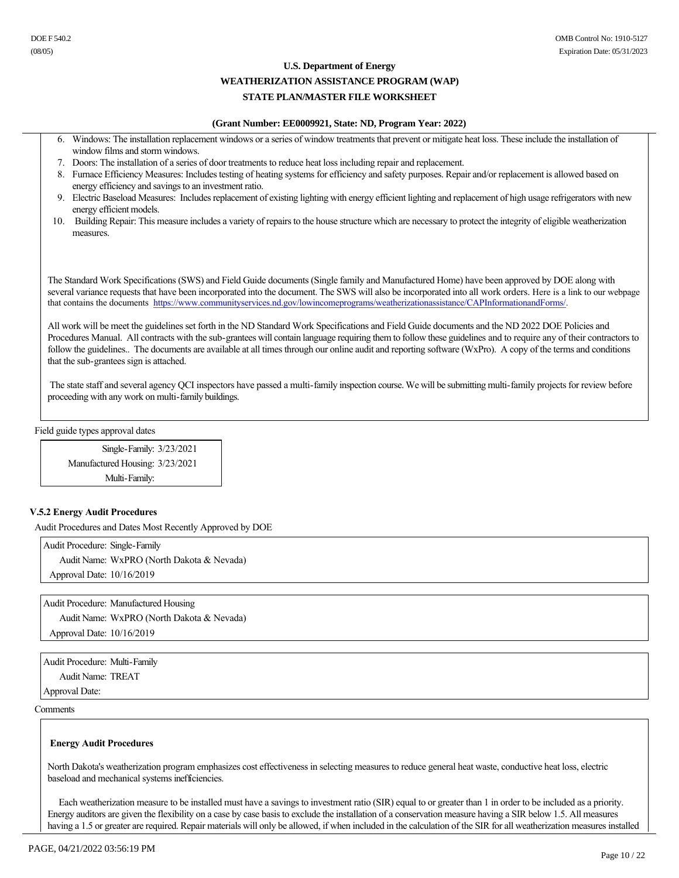6. Windows: The installation replacement windows or a series of window treatments that prevent or mitigate heat loss. These include the installation of window films and storm windows.
7. Doors: The installation of a series of door treatments to reduce heat loss including repair and replacement.
8. Furnace Efficiency Measures: Includes testing of heating systems for efficiency and safety purposes. Repair and/or replacement is allowed based on energy efficiency and savings to an investment ratio.
9. Electric Baseload Measures: Includes replacement of existing lighting with energy efficient lighting and replacement of high usage refrigerators with new energy efficient models.
10. Building Repair: This measure includes a variety of repairs to the house structure which are necessary to protect the integrity of eligible weatherization measures.

The Standard Work Specifications (SWS) and Field Guide documents (Single family and Manufactured Home) have been approved by DOE along with several variance requests that have been incorporated into the document. The SWS will also be incorporated into all work orders. Here is a link to our webpage that contains the documents https://www.communityservices.nd.gov/lowincomeprograms/weatherizationassistance/CAPInformationandForms/.

All work will be meet the guidelines set forth in the ND Standard Work Specifications and Field Guide documents and the ND 2022 DOE Policies and Procedures Manual. All contracts with the sub-grantees will contain language requiring them to follow these guidelines and to require any of their contractors to follow the guidelines.. The documents are available at all times through our online audit and reporting software (WxPro). A copy of the terms and conditions that the sub-grantees sign is attached.

The state staff and several agency QCI inspectors have passed a multi-family inspection course. We will be submitting multi-family projects for review before proceeding with any work on multi-family buildings.

Field guide types approval dates

| Field Guide Type | Approval Date |
|---|---|
| Single-Family: | 3/23/2021 |
| Manufactured Housing: | 3/23/2021 |
| Multi-Family: | |

### V.5.2 Energy Audit Procedures

Audit Procedures and Dates Most Recently Approved by DOE

Audit Procedure: Single-Family
Audit Name: WxPRO (North Dakota & Nevada)
Approval Date: 10/16/2019

Audit Procedure: Manufactured Housing
Audit Name: WxPRO (North Dakota & Nevada)
Approval Date: 10/16/2019

Audit Procedure: Multi-Family
Audit Name: TREAT
Approval Date:

Comments

**Energy Audit Procedures**

North Dakota's weatherization program emphasizes cost effectiveness in selecting measures to reduce general heat waste, conductive heat loss, electric baseload and mechanical systems inefficiencies.

Each weatherization measure to be installed must have a savings to investment ratio (SIR) equal to or greater than 1 in order to be included as a priority. Energy auditors are given the flexibility on a case by case basis to exclude the installation of a conservation measure having a SIR below 1.5. All measures having a 1.5 or greater are required. Repair materials will only be allowed, if when included in the calculation of the SIR for all weatherization measures installed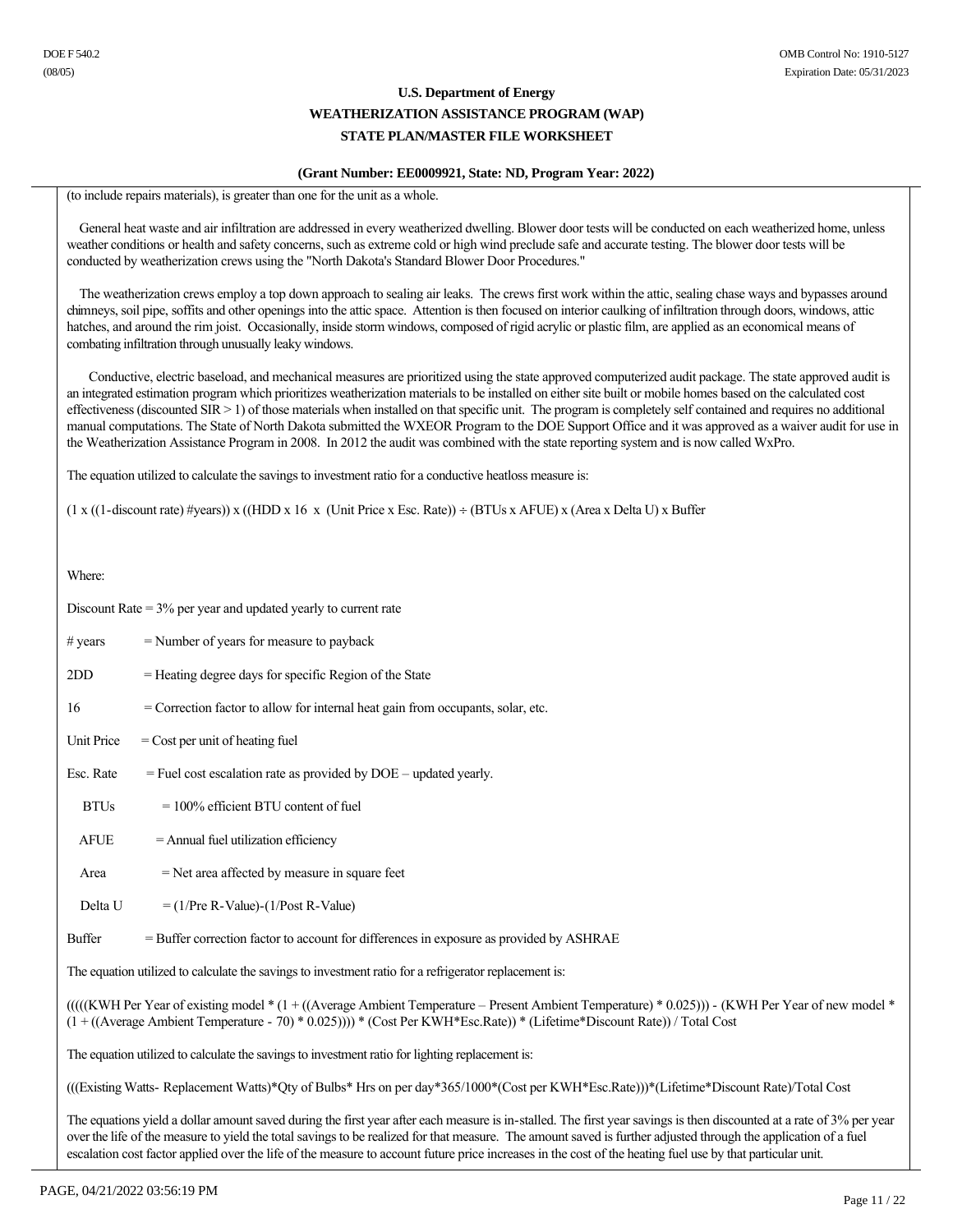(to include repairs materials), is greater than one for the unit as a whole.

General heat waste and air infiltration are addressed in every weatherized dwelling. Blower door tests will be conducted on each weatherized home, unless weather conditions or health and safety concerns, such as extreme cold or high wind preclude safe and accurate testing. The blower door tests will be conducted by weatherization crews using the "North Dakota's Standard Blower Door Procedures."

The weatherization crews employ a top down approach to sealing air leaks. The crews first work within the attic, sealing chase ways and bypasses around chimneys, soil pipe, soffits and other openings into the attic space. Attention is then focused on interior caulking of infiltration through doors, windows, attic hatches, and around the rim joist. Occasionally, inside storm windows, composed of rigid acrylic or plastic film, are applied as an economical means of combating infiltration through unusually leaky windows.

Conductive, electric baseload, and mechanical measures are prioritized using the state approved computerized audit package. The state approved audit is an integrated estimation program which prioritizes weatherization materials to be installed on either site built or mobile homes based on the calculated cost effectiveness (discounted SIR > 1) of those materials when installed on that specific unit. The program is completely self contained and requires no additional manual computations. The State of North Dakota submitted the WXEOR Program to the DOE Support Office and it was approved as a waiver audit for use in the Weatherization Assistance Program in 2008. In 2012 the audit was combined with the state reporting system and is now called WxPro.

The equation utilized to calculate the savings to investment ratio for a conductive heatloss measure is:

(1 x ((1-discount rate) #years)) x ((HDD x 16 x (Unit Price x Esc. Rate)) ÷ (BTUs x AFUE) x (Area x Delta U) x Buffer

Where:

Discount Rate = 3% per year and updated yearly to current rate

# years = Number of years for measure to payback

2DD = Heating degree days for specific Region of the State

16 = Correction factor to allow for internal heat gain from occupants, solar, etc.

Unit Price = Cost per unit of heating fuel

Esc. Rate = Fuel cost escalation rate as provided by DOE – updated yearly.

BTUs = 100% efficient BTU content of fuel

AFUE = Annual fuel utilization efficiency

Area = Net area affected by measure in square feet

Delta U = (1/Pre R-Value)-(1/Post R-Value)

Buffer = Buffer correction factor to account for differences in exposure as provided by ASHRAE

The equation utilized to calculate the savings to investment ratio for a refrigerator replacement is:

(((((KWH Per Year of existing model * (1 + ((Average Ambient Temperature – Present Ambient Temperature) * 0.025))) - (KWH Per Year of new model * (1 + ((Average Ambient Temperature - 70) * 0.025)))) * (Cost Per KWH*Esc.Rate)) * (Lifetime*Discount Rate)) / Total Cost

The equation utilized to calculate the savings to investment ratio for lighting replacement is:

(((Existing Watts- Replacement Watts)*Qty of Bulbs* Hrs on per day*365/1000*(Cost per KWH*Esc.Rate)))*(Lifetime*Discount Rate)/Total Cost

The equations yield a dollar amount saved during the first year after each measure is in-stalled. The first year savings is then discounted at a rate of 3% per year over the life of the measure to yield the total savings to be realized for that measure. The amount saved is further adjusted through the application of a fuel escalation cost factor applied over the life of the measure to account future price increases in the cost of the heating fuel use by that particular unit.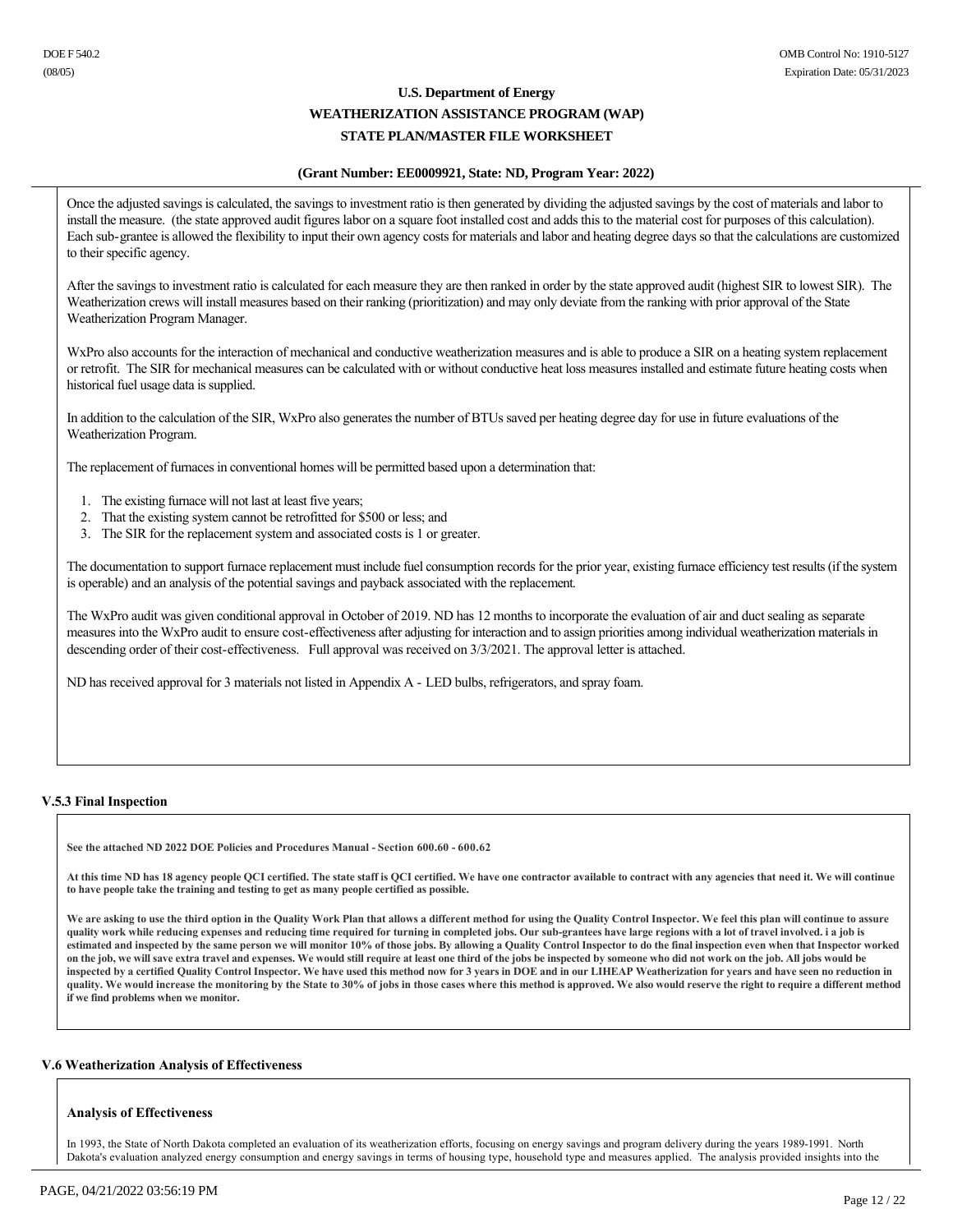Once the adjusted savings is calculated, the savings to investment ratio is then generated by dividing the adjusted savings by the cost of materials and labor to install the measure. (the state approved audit figures labor on a square foot installed cost and adds this to the material cost for purposes of this calculation). Each sub-grantee is allowed the flexibility to input their own agency costs for materials and labor and heating degree days so that the calculations are customized to their specific agency.

After the savings to investment ratio is calculated for each measure they are then ranked in order by the state approved audit (highest SIR to lowest SIR). The Weatherization crews will install measures based on their ranking (prioritization) and may only deviate from the ranking with prior approval of the State Weatherization Program Manager.

WxPro also accounts for the interaction of mechanical and conductive weatherization measures and is able to produce a SIR on a heating system replacement or retrofit. The SIR for mechanical measures can be calculated with or without conductive heat loss measures installed and estimate future heating costs when historical fuel usage data is supplied.

In addition to the calculation of the SIR, WxPro also generates the number of BTUs saved per heating degree day for use in future evaluations of the Weatherization Program.

The replacement of furnaces in conventional homes will be permitted based upon a determination that:

1. The existing furnace will not last at least five years;
2. That the existing system cannot be retrofitted for $500 or less; and
3. The SIR for the replacement system and associated costs is 1 or greater.

The documentation to support furnace replacement must include fuel consumption records for the prior year, existing furnace efficiency test results (if the system is operable) and an analysis of the potential savings and payback associated with the replacement.

The WxPro audit was given conditional approval in October of 2019. ND has 12 months to incorporate the evaluation of air and duct sealing as separate measures into the WxPro audit to ensure cost-effectiveness after adjusting for interaction and to assign priorities among individual weatherization materials in descending order of their cost-effectiveness. Full approval was received on 3/3/2021. The approval letter is attached.

ND has received approval for 3 materials not listed in Appendix A - LED bulbs, refrigerators, and spray foam.

### V.5.3 Final Inspection

**See the attached ND 2022 DOE Policies and Procedures Manual - Section 600.60 - 600.62**

**At this time ND has 18 agency people QCI certified. The state staff is QCI certified. We have one contractor available to contract with any agencies that need it. We will continue to have people take the training and testing to get as many people certified as possible.**

**We are asking to use the third option in the Quality Work Plan that allows a different method for using the Quality Control Inspector. We feel this plan will continue to assure quality work while reducing expenses and reducing time required for turning in completed jobs. Our sub-grantees have large regions with a lot of travel involved. i a job is estimated and inspected by the same person we will monitor 10% of those jobs. By allowing a Quality Control Inspector to do the final inspection even when that Inspector worked on the job, we will save extra travel and expenses. We would still require at least one third of the jobs be inspected by someone who did not work on the job. All jobs would be inspected by a certified Quality Control Inspector. We have used this method now for 3 years in DOE and in our LIHEAP Weatherization for years and have seen no reduction in quality. We would increase the monitoring by the State to 30% of jobs in those cases where this method is approved. We also would reserve the right to require a different method if we find problems when we monitor.**

### V.6 Weatherization Analysis of Effectiveness

**Analysis of Effectiveness**

In 1993, the State of North Dakota completed an evaluation of its weatherization efforts, focusing on energy savings and program delivery during the years 1989-1991. North Dakota's evaluation analyzed energy consumption and energy savings in terms of housing type, household type and measures applied. The analysis provided insights into the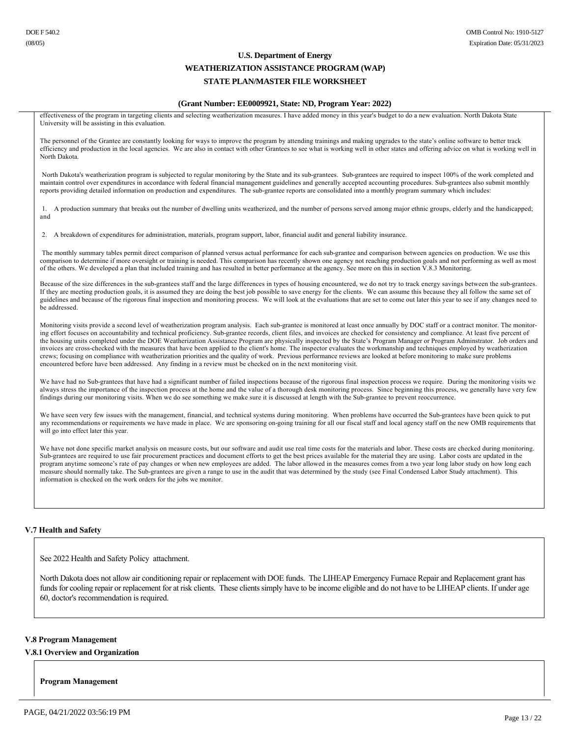effectiveness of the program in targeting clients and selecting weatherization measures. I have added money in this year's budget to do a new evaluation. North Dakota State University will be assisting in this evaluation.

The personnel of the Grantee are constantly looking for ways to improve the program by attending trainings and making upgrades to the state's online software to better track efficiency and production in the local agencies. We are also in contact with other Grantees to see what is working well in other states and offering advice on what is working well in North Dakota.

North Dakota's weatherization program is subjected to regular monitoring by the State and its sub-grantees. Sub-grantees are required to inspect 100% of the work completed and maintain control over expenditures in accordance with federal financial management guidelines and generally accepted accounting procedures. Sub-grantees also submit monthly reports providing detailed information on production and expenditures. The sub-grantee reports are consolidated into a monthly program summary which includes:

1. A production summary that breaks out the number of dwelling units weatherized, and the number of persons served among major ethnic groups, elderly and the handicapped; and

2. A breakdown of expenditures for administration, materials, program support, labor, financial audit and general liability insurance.

The monthly summary tables permit direct comparison of planned versus actual performance for each sub-grantee and comparison between agencies on production. We use this comparison to determine if more oversight or training is needed. This comparison has recently shown one agency not reaching production goals and not performing as well as most of the others. We developed a plan that included training and has resulted in better performance at the agency. See more on this in section V.8.3 Monitoring.

Because of the size differences in the sub-grantees staff and the large differences in types of housing encountered, we do not try to track energy savings between the sub-grantees. If they are meeting production goals, it is assumed they are doing the best job possible to save energy for the clients. We can assume this because they all follow the same set of guidelines and because of the rigorous final inspection and monitoring process. We will look at the evaluations that are set to come out later this year to see if any changes need to be addressed.

Monitoring visits provide a second level of weatherization program analysis. Each sub-grantee is monitored at least once annually by DOC staff or a contract monitor. The monitoring effort focuses on accountability and technical proficiency. Sub-grantee records, client files, and invoices are checked for consistency and compliance. At least five percent of the housing units completed under the DOE Weatherization Assistance Program are physically inspected by the State's Program Manager or Program Adminstrator. Job orders and invoices are cross-checked with the measures that have been applied to the client's home. The inspector evaluates the workmanship and techniques employed by weatherization crews; focusing on compliance with weatherization priorities and the quality of work. Previous performance reviews are looked at before monitoring to make sure problems encountered before have been addressed. Any finding in a review must be checked on in the next monitoring visit.

We have had no Sub-grantees that have had a significant number of failed inspections because of the rigorous final inspection process we require. During the monitoring visits we always stress the importance of the inspection process at the home and the value of a thorough desk monitoring process. Since beginning this process, we generally have very few findings during our monitoring visits. When we do see something we make sure it is discussed at length with the Sub-grantee to prevent reoccurrence.

We have seen very few issues with the management, financial, and technical systems during monitoring. When problems have occurred the Sub-grantees have been quick to put any recommendations or requirements we have made in place. We are sponsoring on-going training for all our fiscal staff and local agency staff on the new OMB requirements that will go into effect later this year.

We have not done specific market analysis on measure costs, but our software and audit use real time costs for the materials and labor. These costs are checked during monitoring. Sub-grantees are required to use fair procurement practices and document efforts to get the best prices available for the material they are using. Labor costs are updated in the program anytime someone's rate of pay changes or when new employees are added. The labor allowed in the measures comes from a two year long labor study on how long each measure should normally take. The Sub-grantees are given a range to use in the audit that was determined by the study (see Final Condensed Labor Study attachment). This information is checked on the work orders for the jobs we monitor.

### V.7 Health and Safety

See 2022 Health and Safety Policy attachment.

North Dakota does not allow air conditioning repair or replacement with DOE funds. The LIHEAP Emergency Furnace Repair and Replacement grant has funds for cooling repair or replacement for at risk clients. These clients simply have to be income eligible and do not have to be LIHEAP clients. If under age 60, doctor's recommendation is required.

### V.8 Program Management

#### V.8.1 Overview and Organization

**Program Management**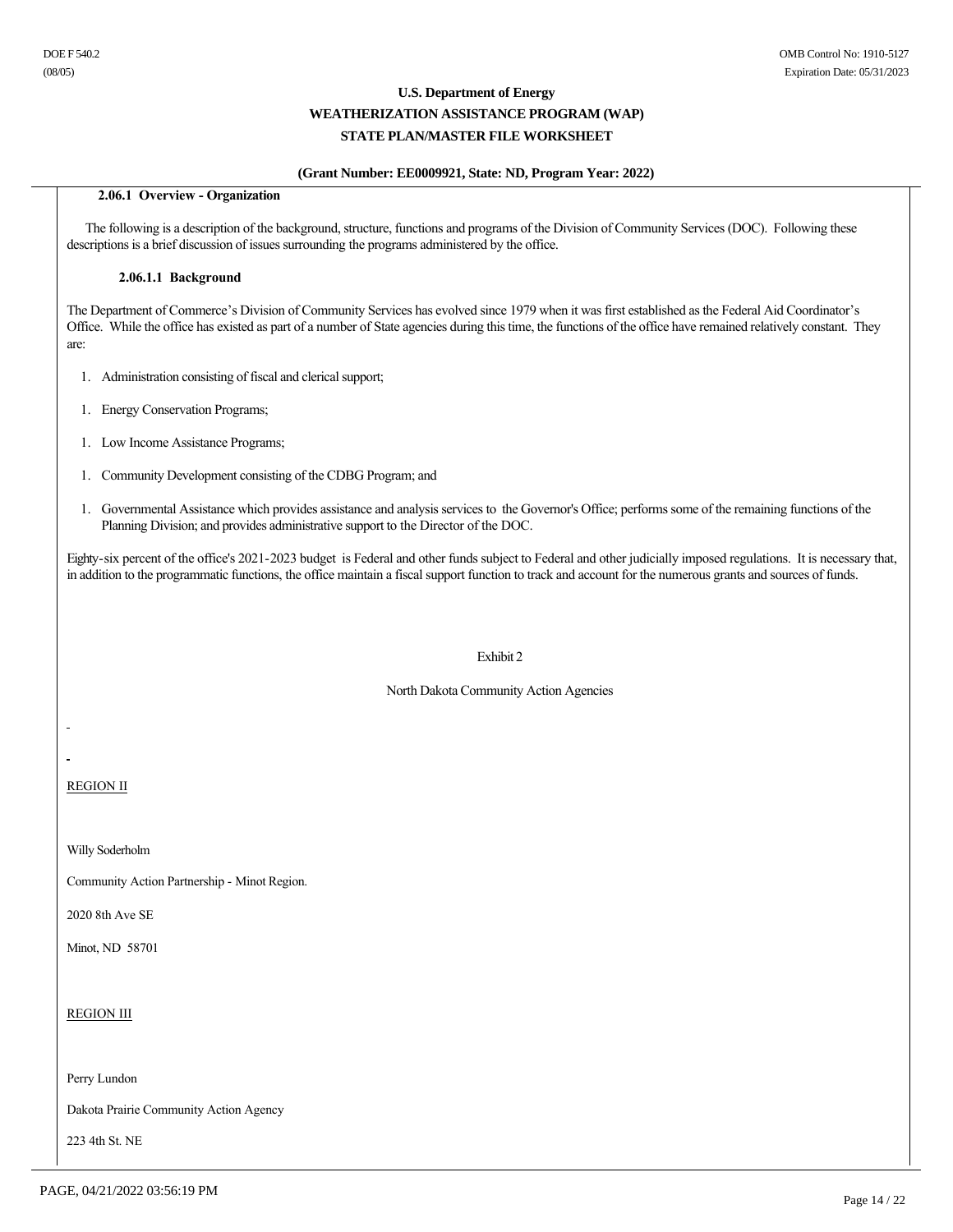### 2.06.1 Overview - Organization

The following is a description of the background, structure, functions and programs of the Division of Community Services (DOC). Following these descriptions is a brief discussion of issues surrounding the programs administered by the office.

#### 2.06.1.1 Background

The Department of Commerce's Division of Community Services has evolved since 1979 when it was first established as the Federal Aid Coordinator's Office. While the office has existed as part of a number of State agencies during this time, the functions of the office have remained relatively constant. They are:

1. Administration consisting of fiscal and clerical support;
1. Energy Conservation Programs;
1. Low Income Assistance Programs;
1. Community Development consisting of the CDBG Program; and
1. Governmental Assistance which provides assistance and analysis services to the Governor's Office; performs some of the remaining functions of the Planning Division; and provides administrative support to the Director of the DOC.

Eighty-six percent of the office's 2021-2023 budget is Federal and other funds subject to Federal and other judicially imposed regulations. It is necessary that, in addition to the programmatic functions, the office maintain a fiscal support function to track and account for the numerous grants and sources of funds.

Exhibit 2

North Dakota Community Action Agencies

REGION II

Willy Soderholm

Community Action Partnership - Minot Region.

2020 8th Ave SE

Minot, ND 58701

REGION III

Perry Lundon

Dakota Prairie Community Action Agency

223 4th St. NE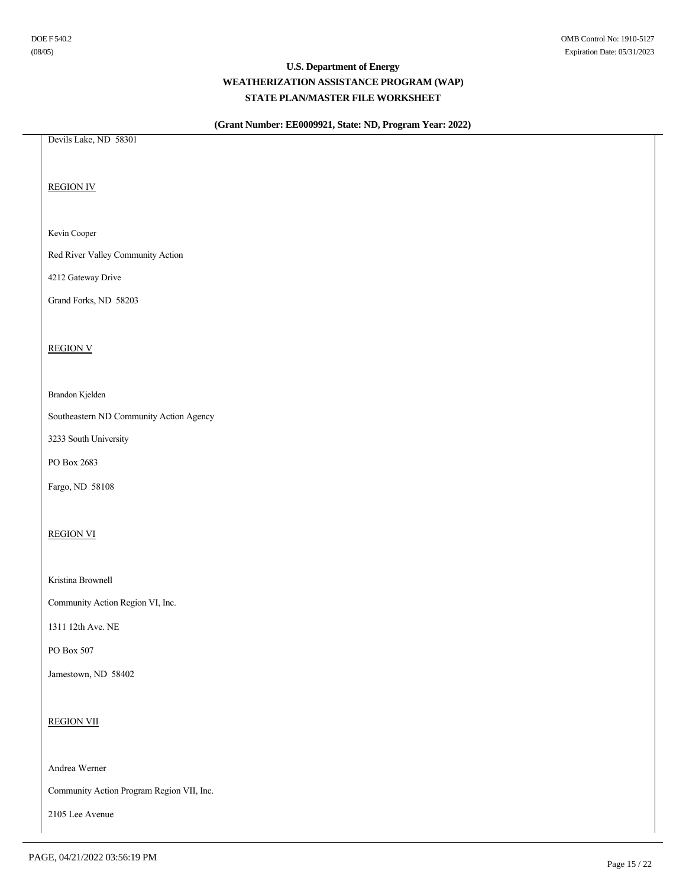Devils Lake, ND 58301

REGION IV

Kevin Cooper

Red River Valley Community Action

4212 Gateway Drive

Grand Forks, ND 58203

REGION V

Brandon Kjelden

Southeastern ND Community Action Agency

3233 South University

PO Box 2683

Fargo, ND 58108

REGION VI

Kristina Brownell

Community Action Region VI, Inc.

1311 12th Ave. NE

PO Box 507

Jamestown, ND 58402

REGION VII

Andrea Werner

Community Action Program Region VII, Inc.

2105 Lee Avenue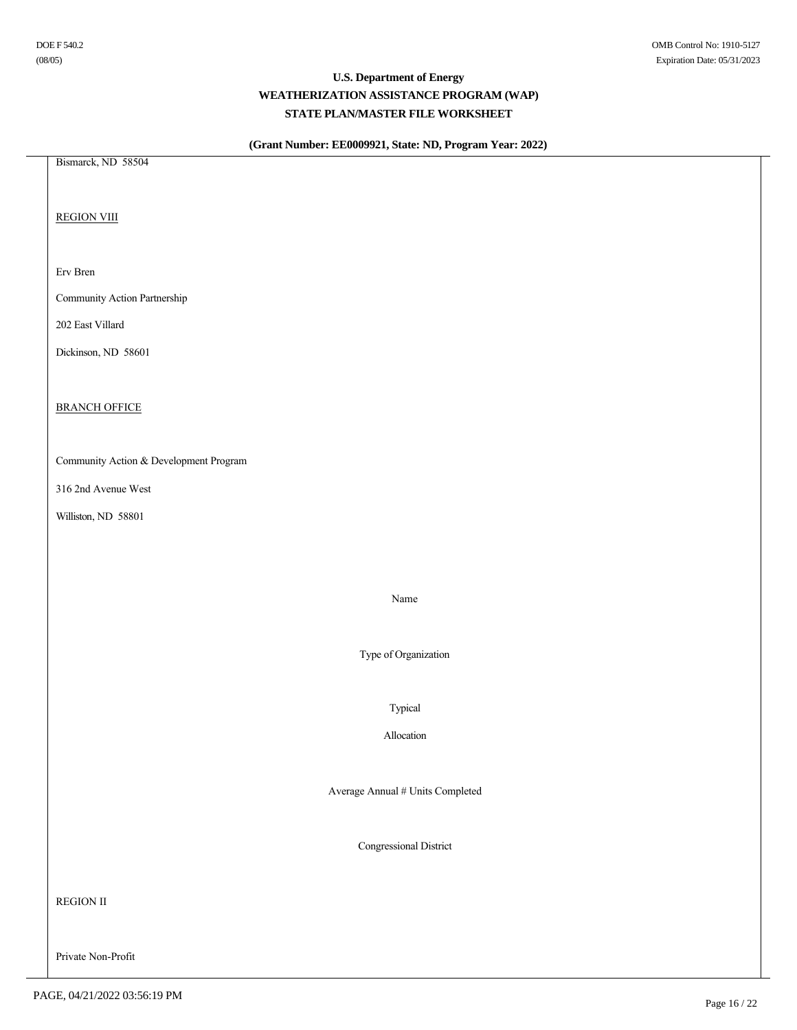Bismarck, ND 58504

REGION VIII

Erv Bren

Community Action Partnership

202 East Villard

Dickinson, ND 58601

BRANCH OFFICE

Community Action & Development Program

316 2nd Avenue West

Williston, ND 58801

Name

Type of Organization

Typical

Allocation

Average Annual # Units Completed

Congressional District

REGION II

Private Non-Profit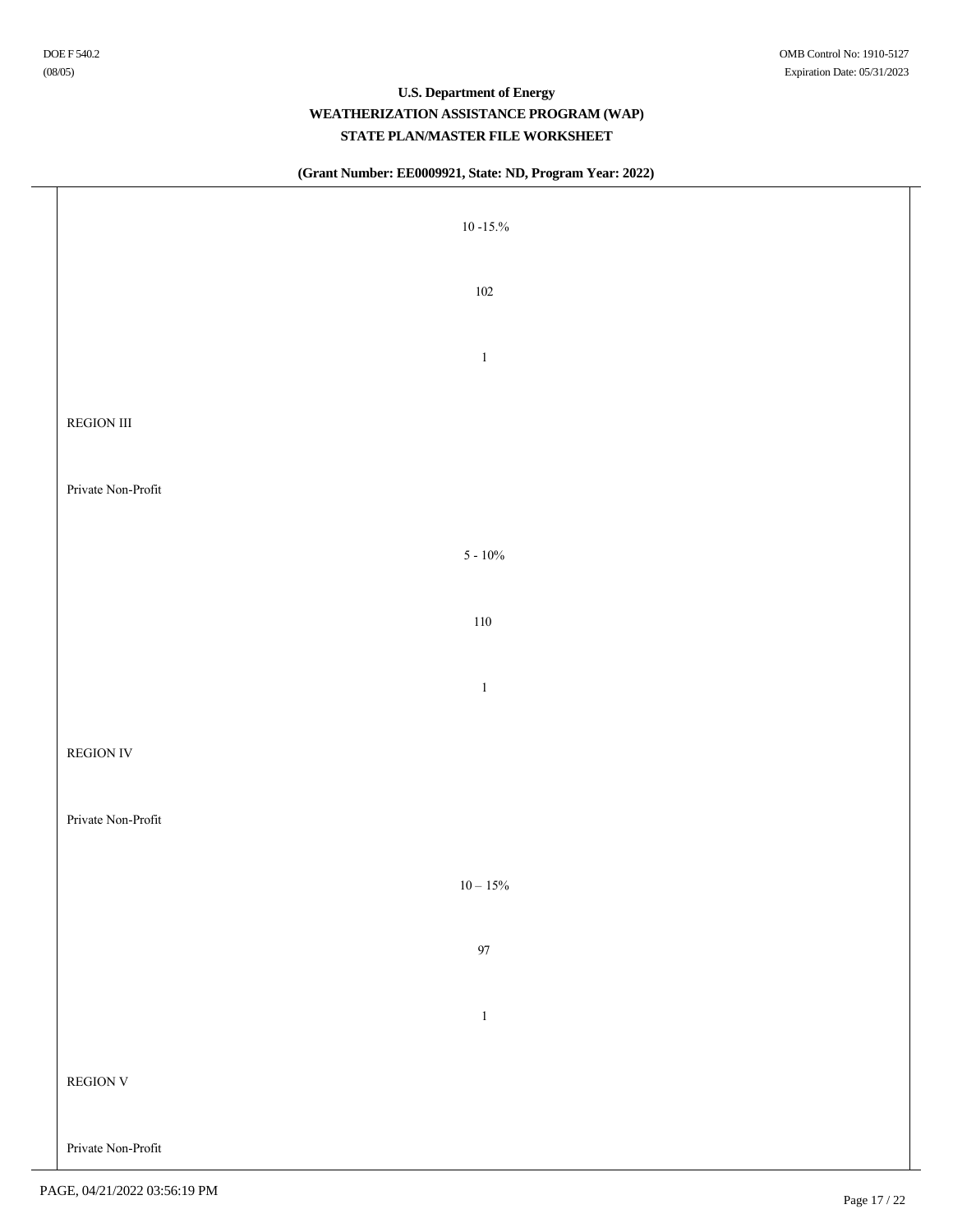| |
|---|
| 10 -15.% |
| 102 |
| 1 |
| REGION III |
| Private Non-Profit |
| 5 - 10% |
| 110 |
| 1 |
| REGION IV |
| Private Non-Profit |
| 10 – 15% |
| 97 |
| 1 |
| REGION V |
| Private Non-Profit |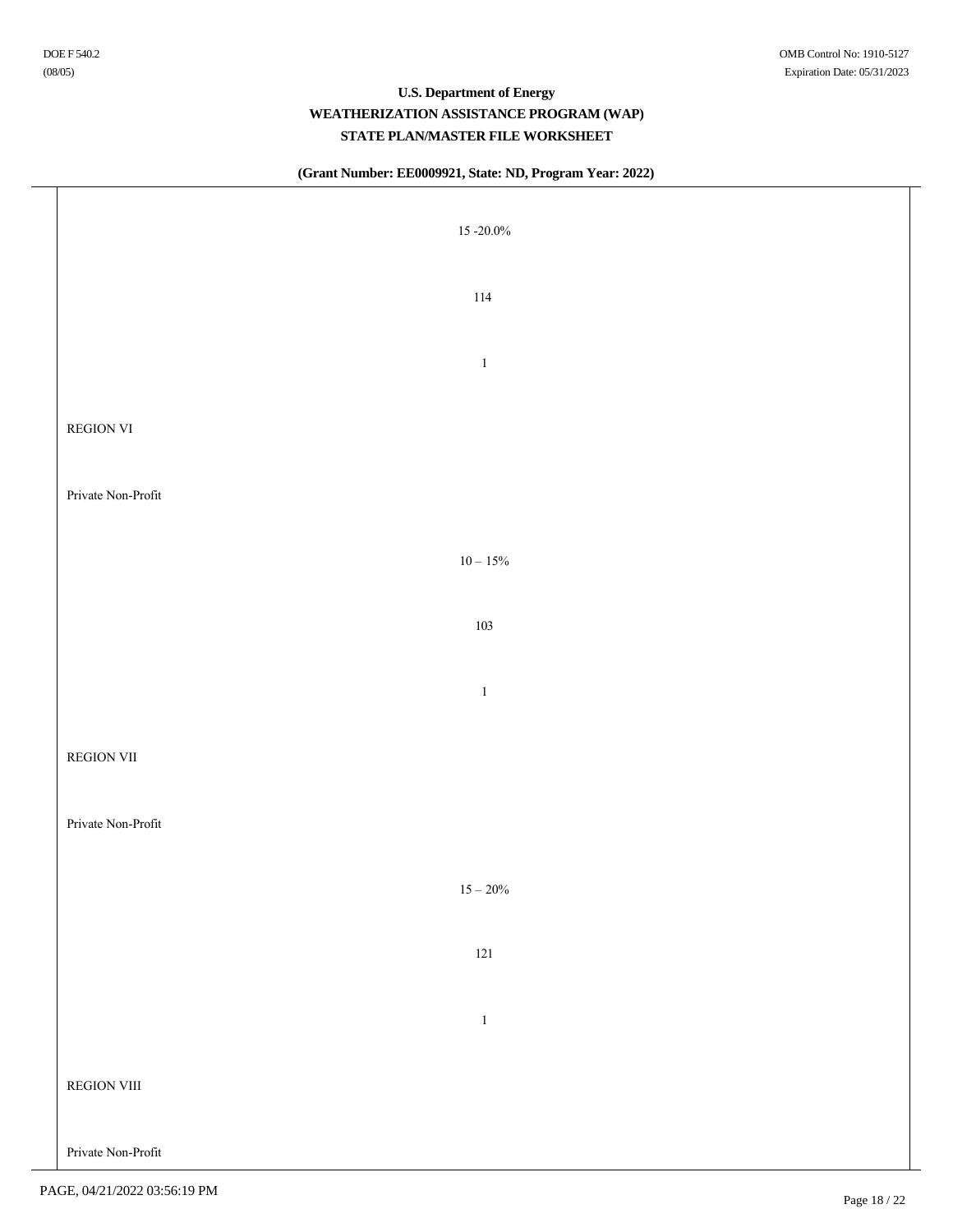15 -20.0%

114

1

REGION VI

Private Non-Profit

10 – 15%

103

1

REGION VII

Private Non-Profit

15 – 20%

121

1

REGION VIII

Private Non-Profit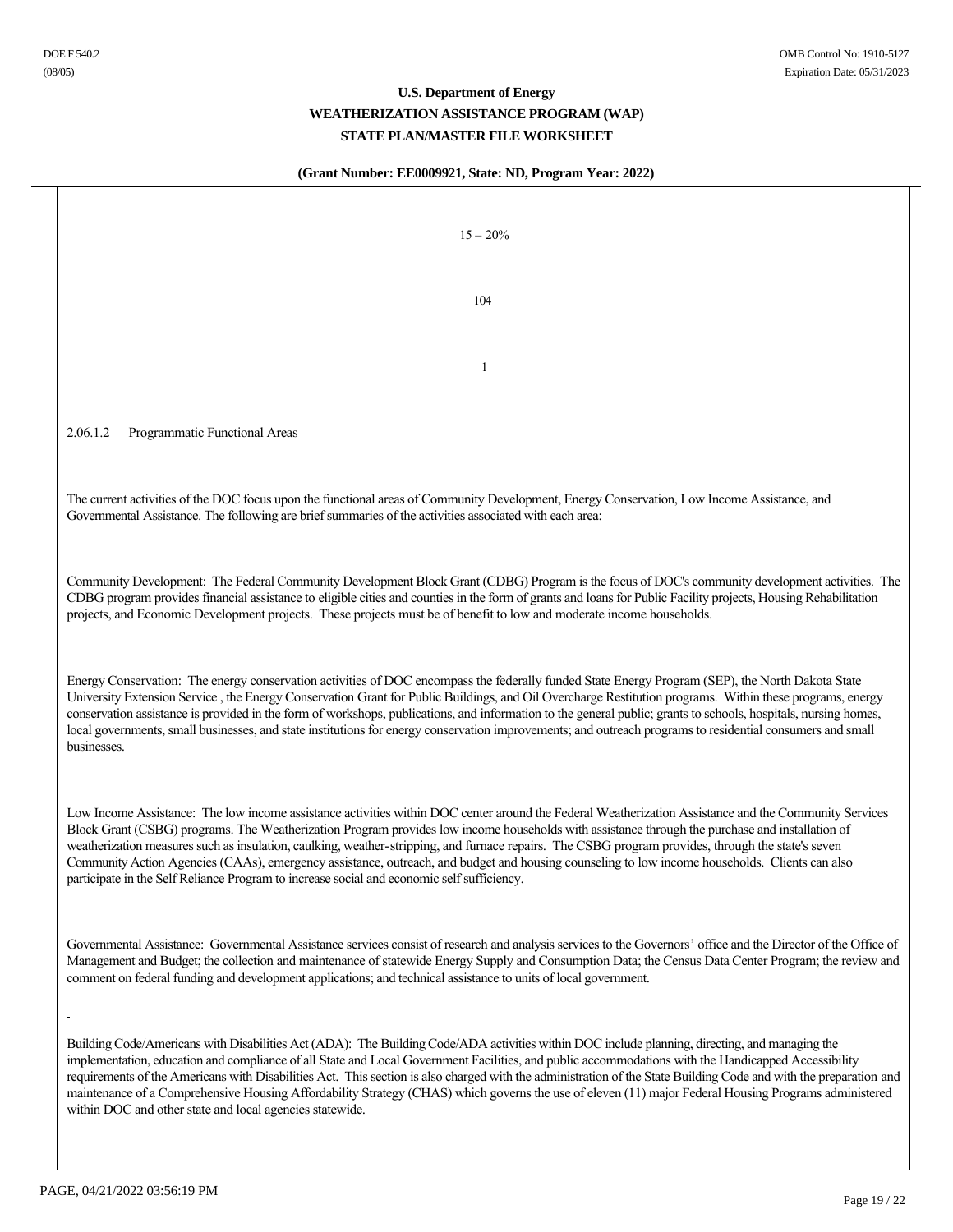15 – 20%

104

1

2.06.1.2 Programmatic Functional Areas

The current activities of the DOC focus upon the functional areas of Community Development, Energy Conservation, Low Income Assistance, and Governmental Assistance. The following are brief summaries of the activities associated with each area:

Community Development: The Federal Community Development Block Grant (CDBG) Program is the focus of DOC's community development activities. The CDBG program provides financial assistance to eligible cities and counties in the form of grants and loans for Public Facility projects, Housing Rehabilitation projects, and Economic Development projects. These projects must be of benefit to low and moderate income households.

Energy Conservation: The energy conservation activities of DOC encompass the federally funded State Energy Program (SEP), the North Dakota State University Extension Service , the Energy Conservation Grant for Public Buildings, and Oil Overcharge Restitution programs. Within these programs, energy conservation assistance is provided in the form of workshops, publications, and information to the general public; grants to schools, hospitals, nursing homes, local governments, small businesses, and state institutions for energy conservation improvements; and outreach programs to residential consumers and small businesses.

Low Income Assistance: The low income assistance activities within DOC center around the Federal Weatherization Assistance and the Community Services Block Grant (CSBG) programs. The Weatherization Program provides low income households with assistance through the purchase and installation of weatherization measures such as insulation, caulking, weather-stripping, and furnace repairs. The CSBG program provides, through the state's seven Community Action Agencies (CAAs), emergency assistance, outreach, and budget and housing counseling to low income households. Clients can also participate in the Self Reliance Program to increase social and economic self sufficiency.

Governmental Assistance: Governmental Assistance services consist of research and analysis services to the Governors' office and the Director of the Office of Management and Budget; the collection and maintenance of statewide Energy Supply and Consumption Data; the Census Data Center Program; the review and comment on federal funding and development applications; and technical assistance to units of local government.

Building Code/Americans with Disabilities Act (ADA): The Building Code/ADA activities within DOC include planning, directing, and managing the implementation, education and compliance of all State and Local Government Facilities, and public accommodations with the Handicapped Accessibility requirements of the Americans with Disabilities Act. This section is also charged with the administration of the State Building Code and with the preparation and maintenance of a Comprehensive Housing Affordability Strategy (CHAS) which governs the use of eleven (11) major Federal Housing Programs administered within DOC and other state and local agencies statewide.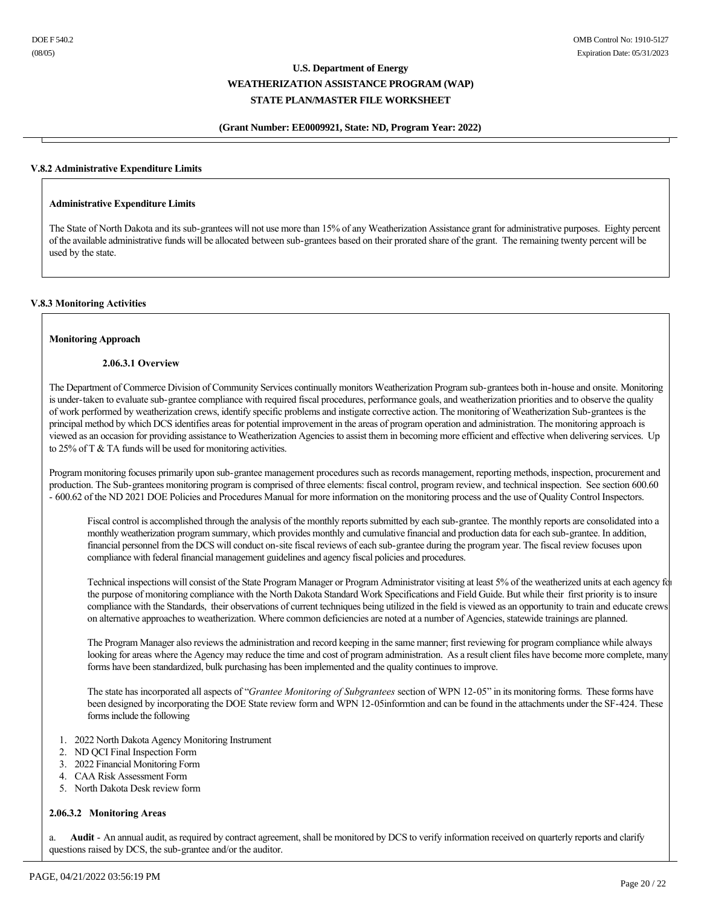### V.8.2 Administrative Expenditure Limits

**Administrative Expenditure Limits**

The State of North Dakota and its sub-grantees will not use more than 15% of any Weatherization Assistance grant for administrative purposes. Eighty percent of the available administrative funds will be allocated between sub-grantees based on their prorated share of the grant. The remaining twenty percent will be used by the state.

### V.8.3 Monitoring Activities

**Monitoring Approach**

**2.06.3.1 Overview**

The Department of Commerce Division of Community Services continually monitors Weatherization Program sub-grantees both in-house and onsite. Monitoring is under-taken to evaluate sub-grantee compliance with required fiscal procedures, performance goals, and weatherization priorities and to observe the quality of work performed by weatherization crews, identify specific problems and instigate corrective action. The monitoring of Weatherization Sub-grantees is the principal method by which DCS identifies areas for potential improvement in the areas of program operation and administration. The monitoring approach is viewed as an occasion for providing assistance to Weatherization Agencies to assist them in becoming more efficient and effective when delivering services. Up to 25% of T & TA funds will be used for monitoring activities.

Program monitoring focuses primarily upon sub-grantee management procedures such as records management, reporting methods, inspection, procurement and production. The Sub-grantees monitoring program is comprised of three elements: fiscal control, program review, and technical inspection. See section 600.60 - 600.62 of the ND 2021 DOE Policies and Procedures Manual for more information on the monitoring process and the use of Quality Control Inspectors.

Fiscal control is accomplished through the analysis of the monthly reports submitted by each sub-grantee. The monthly reports are consolidated into a monthly weatherization program summary, which provides monthly and cumulative financial and production data for each sub-grantee. In addition, financial personnel from the DCS will conduct on-site fiscal reviews of each sub-grantee during the program year. The fiscal review focuses upon compliance with federal financial management guidelines and agency fiscal policies and procedures.

Technical inspections will consist of the State Program Manager or Program Administrator visiting at least 5% of the weatherized units at each agency for the purpose of monitoring compliance with the North Dakota Standard Work Specifications and Field Guide. But while their first priority is to insure compliance with the Standards, their observations of current techniques being utilized in the field is viewed as an opportunity to train and educate crews on alternative approaches to weatherization. Where common deficiencies are noted at a number of Agencies, statewide trainings are planned.

The Program Manager also reviews the administration and record keeping in the same manner; first reviewing for program compliance while always looking for areas where the Agency may reduce the time and cost of program administration. As a result client files have become more complete, many forms have been standardized, bulk purchasing has been implemented and the quality continues to improve.

The state has incorporated all aspects of "*Grantee Monitoring of Subgrantees* section of WPN 12-05" in its monitoring forms. These forms have been designed by incorporating the DOE State review form and WPN 12-05informtion and can be found in the attachments under the SF-424. These forms include the following

1. 2022 North Dakota Agency Monitoring Instrument
2. ND QCI Final Inspection Form
3. 2022 Financial Monitoring Form
4. CAA Risk Assessment Form
5. North Dakota Desk review form

**2.06.3.2 Monitoring Areas**

a. **Audit** - An annual audit, as required by contract agreement, shall be monitored by DCS to verify information received on quarterly reports and clarify questions raised by DCS, the sub-grantee and/or the auditor.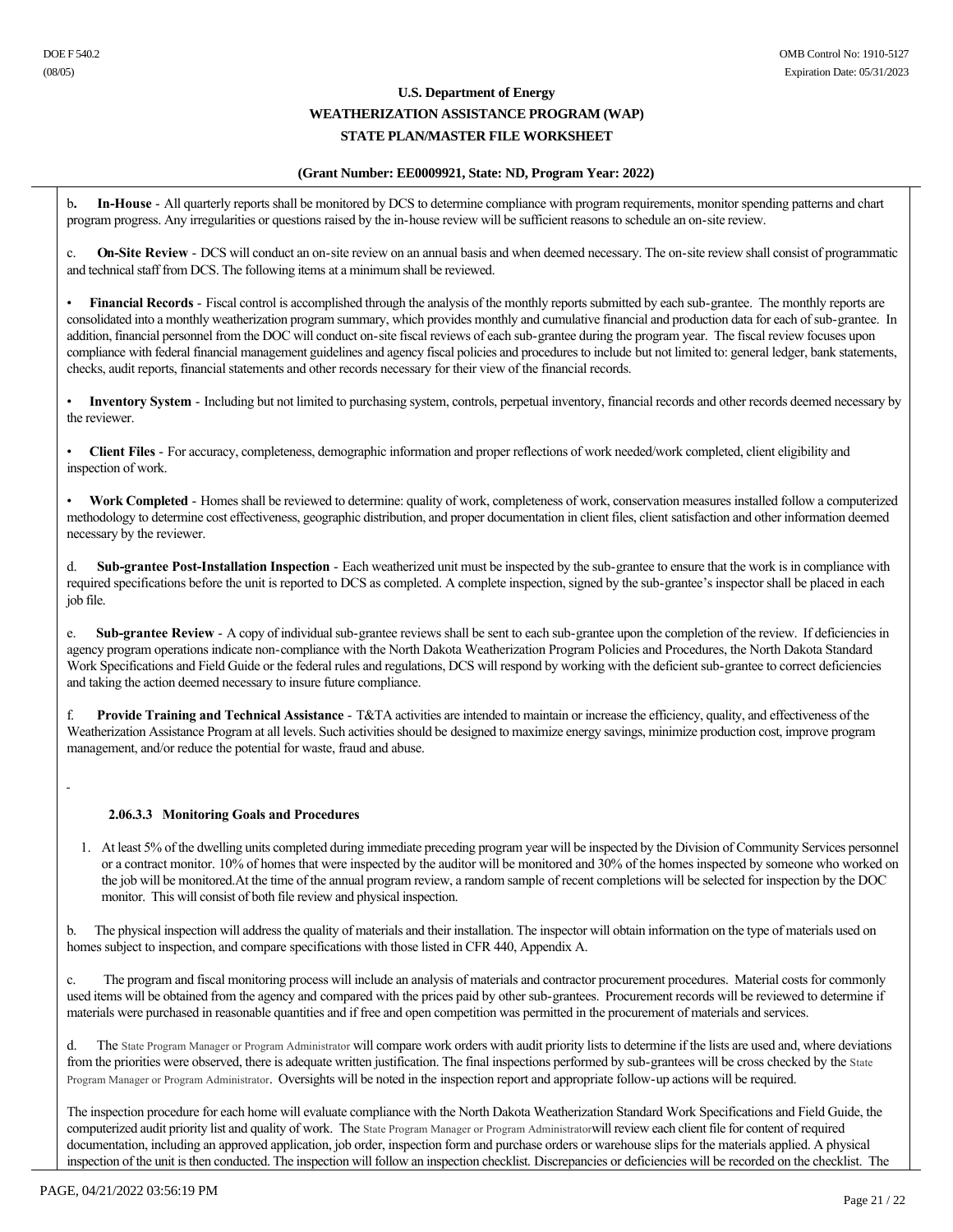b. **In-House** - All quarterly reports shall be monitored by DCS to determine compliance with program requirements, monitor spending patterns and chart program progress. Any irregularities or questions raised by the in-house review will be sufficient reasons to schedule an on-site review.

c. **On-Site Review** - DCS will conduct an on-site review on an annual basis and when deemed necessary. The on-site review shall consist of programmatic and technical staff from DCS. The following items at a minimum shall be reviewed.

- **Financial Records** - Fiscal control is accomplished through the analysis of the monthly reports submitted by each sub-grantee. The monthly reports are consolidated into a monthly weatherization program summary, which provides monthly and cumulative financial and production data for each of sub-grantee. In addition, financial personnel from the DOC will conduct on-site fiscal reviews of each sub-grantee during the program year. The fiscal review focuses upon compliance with federal financial management guidelines and agency fiscal policies and procedures to include but not limited to: general ledger, bank statements, checks, audit reports, financial statements and other records necessary for their view of the financial records.

- **Inventory System** - Including but not limited to purchasing system, controls, perpetual inventory, financial records and other records deemed necessary by the reviewer.

- **Client Files** - For accuracy, completeness, demographic information and proper reflections of work needed/work completed, client eligibility and inspection of work.

- **Work Completed** - Homes shall be reviewed to determine: quality of work, completeness of work, conservation measures installed follow a computerized methodology to determine cost effectiveness, geographic distribution, and proper documentation in client files, client satisfaction and other information deemed necessary by the reviewer.

d. **Sub-grantee Post-Installation Inspection** - Each weatherized unit must be inspected by the sub-grantee to ensure that the work is in compliance with required specifications before the unit is reported to DCS as completed. A complete inspection, signed by the sub-grantee's inspector shall be placed in each job file.

e. **Sub-grantee Review** - A copy of individual sub-grantee reviews shall be sent to each sub-grantee upon the completion of the review. If deficiencies in agency program operations indicate non-compliance with the North Dakota Weatherization Program Policies and Procedures, the North Dakota Standard Work Specifications and Field Guide or the federal rules and regulations, DCS will respond by working with the deficient sub-grantee to correct deficiencies and taking the action deemed necessary to insure future compliance.

f. **Provide Training and Technical Assistance** - T&TA activities are intended to maintain or increase the efficiency, quality, and effectiveness of the Weatherization Assistance Program at all levels. Such activities should be designed to maximize energy savings, minimize production cost, improve program management, and/or reduce the potential for waste, fraud and abuse.

#### 2.06.3.3 Monitoring Goals and Procedures

1. At least 5% of the dwelling units completed during immediate preceding program year will be inspected by the Division of Community Services personnel or a contract monitor. 10% of homes that were inspected by the auditor will be monitored and 30% of the homes inspected by someone who worked on the job will be monitored.At the time of the annual program review, a random sample of recent completions will be selected for inspection by the DOC monitor. This will consist of both file review and physical inspection.

b. The physical inspection will address the quality of materials and their installation. The inspector will obtain information on the type of materials used on homes subject to inspection, and compare specifications with those listed in CFR 440, Appendix A.

c. The program and fiscal monitoring process will include an analysis of materials and contractor procurement procedures. Material costs for commonly used items will be obtained from the agency and compared with the prices paid by other sub-grantees. Procurement records will be reviewed to determine if materials were purchased in reasonable quantities and if free and open competition was permitted in the procurement of materials and services.

d. The State Program Manager or Program Administrator will compare work orders with audit priority lists to determine if the lists are used and, where deviations from the priorities were observed, there is adequate written justification. The final inspections performed by sub-grantees will be cross checked by the State Program Manager or Program Administrator. Oversights will be noted in the inspection report and appropriate follow-up actions will be required.

The inspection procedure for each home will evaluate compliance with the North Dakota Weatherization Standard Work Specifications and Field Guide, the computerized audit priority list and quality of work. The State Program Manager or Program Administratorwill review each client file for content of required documentation, including an approved application, job order, inspection form and purchase orders or warehouse slips for the materials applied. A physical inspection of the unit is then conducted. The inspection will follow an inspection checklist. Discrepancies or deficiencies will be recorded on the checklist. The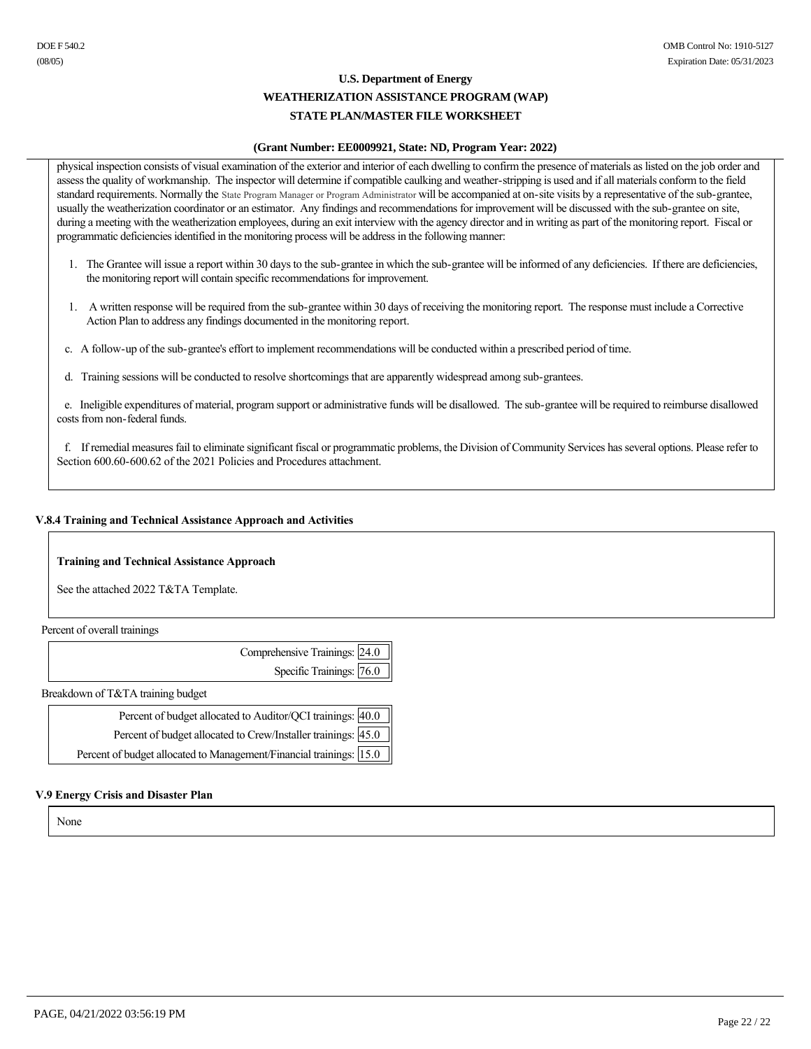physical inspection consists of visual examination of the exterior and interior of each dwelling to confirm the presence of materials as listed on the job order and assess the quality of workmanship. The inspector will determine if compatible caulking and weather-stripping is used and if all materials conform to the field standard requirements. Normally the State Program Manager or Program Administrator will be accompanied at on-site visits by a representative of the sub-grantee, usually the weatherization coordinator or an estimator. Any findings and recommendations for improvement will be discussed with the sub-grantee on site, during a meeting with the weatherization employees, during an exit interview with the agency director and in writing as part of the monitoring report. Fiscal or programmatic deficiencies identified in the monitoring process will be address in the following manner:

1. The Grantee will issue a report within 30 days to the sub-grantee in which the sub-grantee will be informed of any deficiencies. If there are deficiencies, the monitoring report will contain specific recommendations for improvement.

1. A written response will be required from the sub-grantee within 30 days of receiving the monitoring report. The response must include a Corrective Action Plan to address any findings documented in the monitoring report.

c. A follow-up of the sub-grantee's effort to implement recommendations will be conducted within a prescribed period of time.

d. Training sessions will be conducted to resolve shortcomings that are apparently widespread among sub-grantees.

e. Ineligible expenditures of material, program support or administrative funds will be disallowed. The sub-grantee will be required to reimburse disallowed costs from non-federal funds.

f. If remedial measures fail to eliminate significant fiscal or programmatic problems, the Division of Community Services has several options. Please refer to Section 600.60-600.62 of the 2021 Policies and Procedures attachment.

### V.8.4 Training and Technical Assistance Approach and Activities

**Training and Technical Assistance Approach**

See the attached 2022 T&TA Template.

Percent of overall trainings

| | |
|---|---|
| Comprehensive Trainings: | 24.0 |
| Specific Trainings: | 76.0 |

Breakdown of T&TA training budget

| | |
|---|---|
| Percent of budget allocated to Auditor/QCI trainings: | 40.0 |
| Percent of budget allocated to Crew/Installer trainings: | 45.0 |
| Percent of budget allocated to Management/Financial trainings: | 15.0 |

### V.9 Energy Crisis and Disaster Plan

None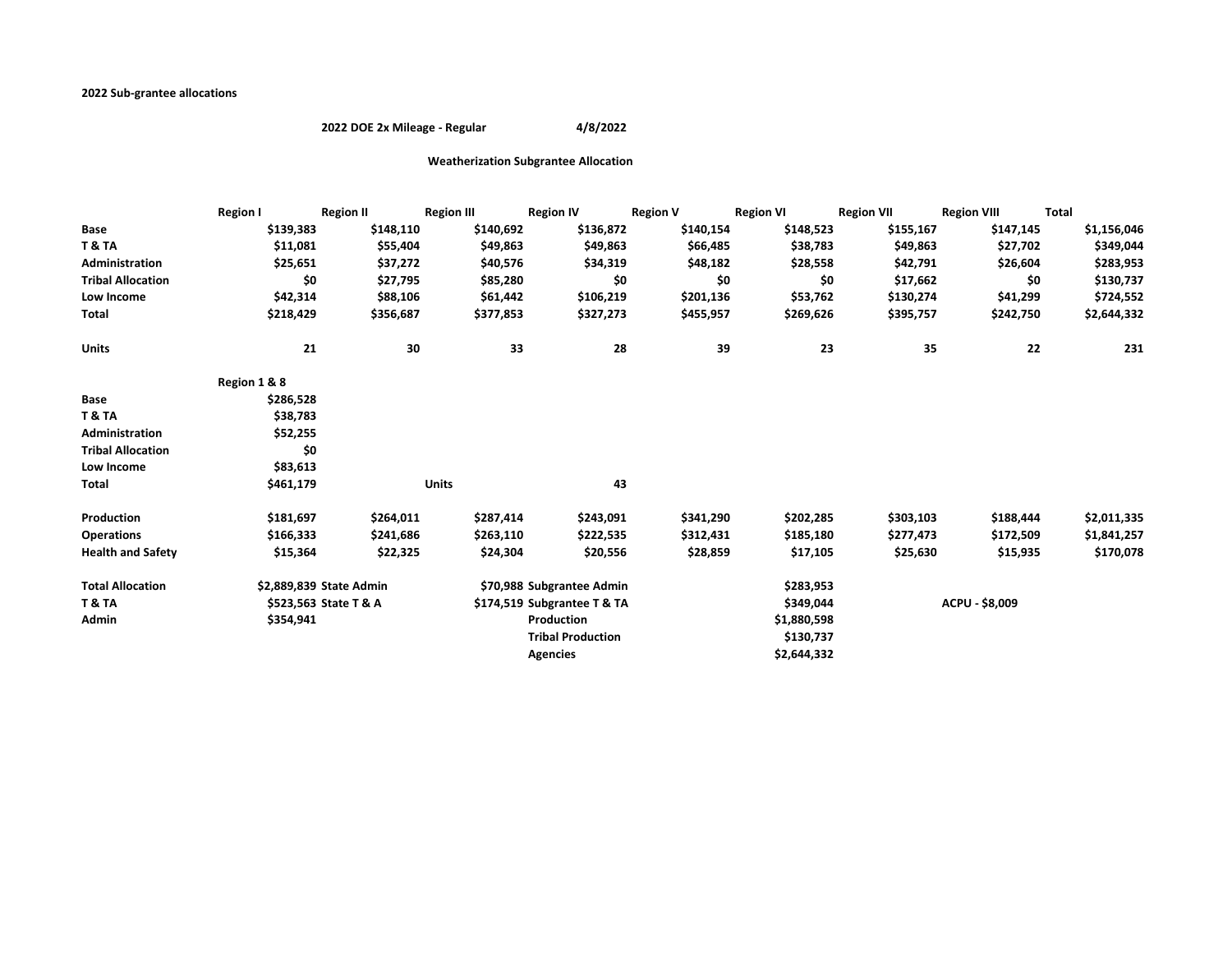**2022 Sub-grantee allocations**

**2022 DOE 2x Mileage - Regular** **4/8/2022**

**Weatherization Subgrantee Allocation**

| | Region I | Region II | Region III | Region IV | Region V | Region VI | Region VII | Region VIII | Total |
|---|---|---|---|---|---|---|---|---|---|
| **Base** | $139,383 | $148,110 | $140,692 | $136,872 | $140,154 | $148,523 | $155,167 | $147,145 | $1,156,046 |
| **T & TA** | $11,081 | $55,404 | $49,863 | $49,863 | $66,485 | $38,783 | $49,863 | $27,702 | $349,044 |
| **Administration** | $25,651 | $37,272 | $40,576 | $34,319 | $48,182 | $28,558 | $42,791 | $26,604 | $283,953 |
| **Tribal Allocation** | $0 | $27,795 | $85,280 | $0 | $0 | $0 | $17,662 | $0 | $130,737 |
| **Low Income** | $42,314 | $88,106 | $61,442 | $106,219 | $201,136 | $53,762 | $130,274 | $41,299 | $724,552 |
| **Total** | $218,429 | $356,687 | $377,853 | $327,273 | $455,957 | $269,626 | $395,757 | $242,750 | $2,644,332 |
| | | | | | | | | | |
| **Units** | 21 | 30 | 33 | 28 | 39 | 23 | 35 | 22 | 231 |

| | Region 1 & 8 | | |
|---|---|---|---|
| **Base** | $286,528 | | |
| **T & TA** | $38,783 | | |
| **Administration** | $52,255 | | |
| **Tribal Allocation** | $0 | | |
| **Low Income** | $83,613 | | |
| **Total** | $461,179 | Units | 43 |

| | Region I | Region II | Region III | Region IV | Region V | Region VI | Region VII | Region VIII | Total |
|---|---|---|---|---|---|---|---|---|---|
| **Production** | $181,697 | $264,011 | $287,414 | $243,091 | $341,290 | $202,285 | $303,103 | $188,444 | $2,011,335 |
| **Operations** | $166,333 | $241,686 | $263,110 | $222,535 | $312,431 | $185,180 | $277,473 | $172,509 | $1,841,257 |
| **Health and Safety** | $15,364 | $22,325 | $24,304 | $20,556 | $28,859 | $17,105 | $25,630 | $15,935 | $170,078 |

| | | | | | | |
|---|---|---|---|---|---|---|
| **Total Allocation** | $2,889,839 | State Admin | $70,988 | Subgrantee Admin | $283,953 | |
| **T & TA** | $523,563 | State T & A | $174,519 | Subgrantee T & TA | $349,044 | ACPU - $8,009 |
| **Admin** | $354,941 | | | Production | $1,880,598 | |
| | | | | Tribal Production | $130,737 | |
| | | | | Agencies | $2,644,332 | |